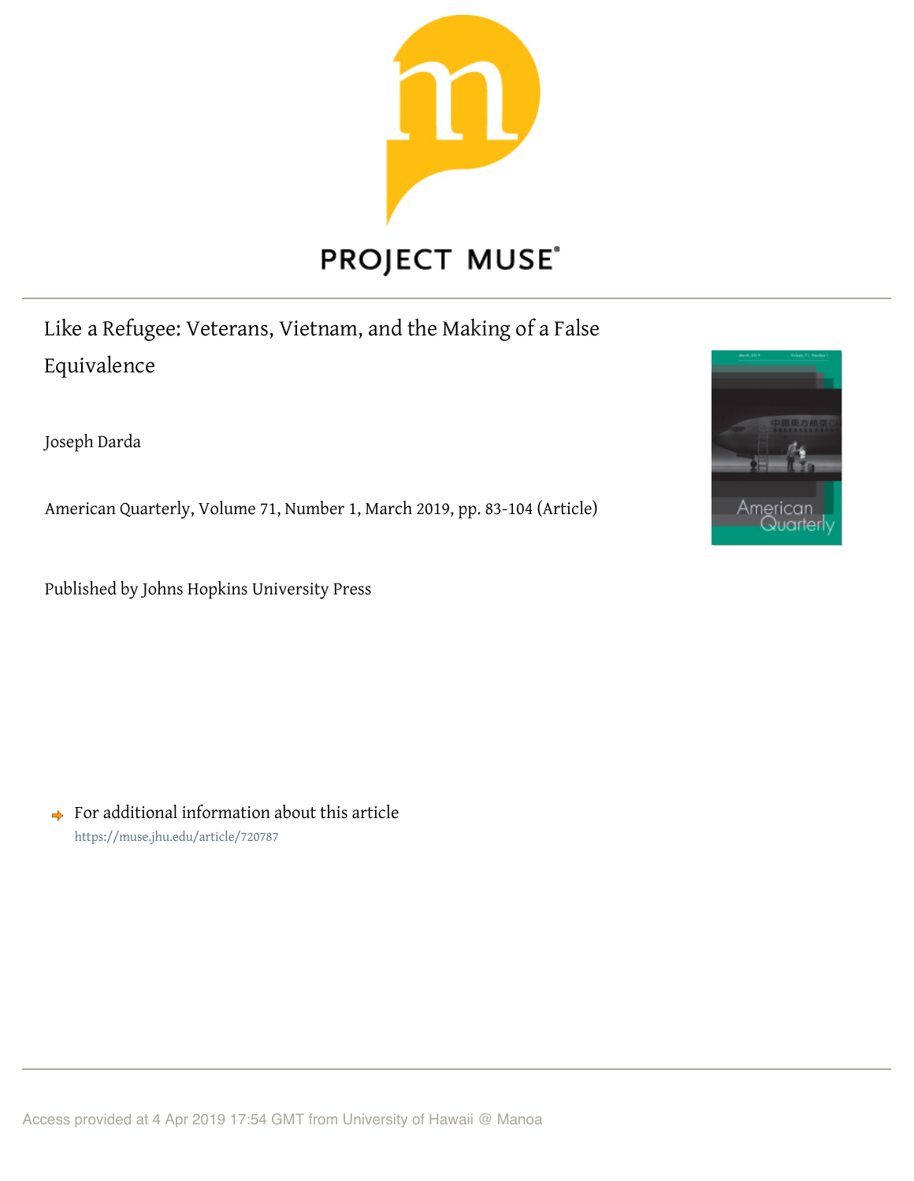PROJECT MUSE®

# Like a Refugee: Veterans, Vietnam, and the Making of a False Equivalence

Joseph Darda

American Quarterly, Volume 71, Number 1, March 2019, pp. 83-104 (Article)

Published by Johns Hopkins University Press

For additional information about this article
https://muse.jhu.edu/article/720787

Access provided at 4 Apr 2019 17:54 GMT from University of Hawaii @ Manoa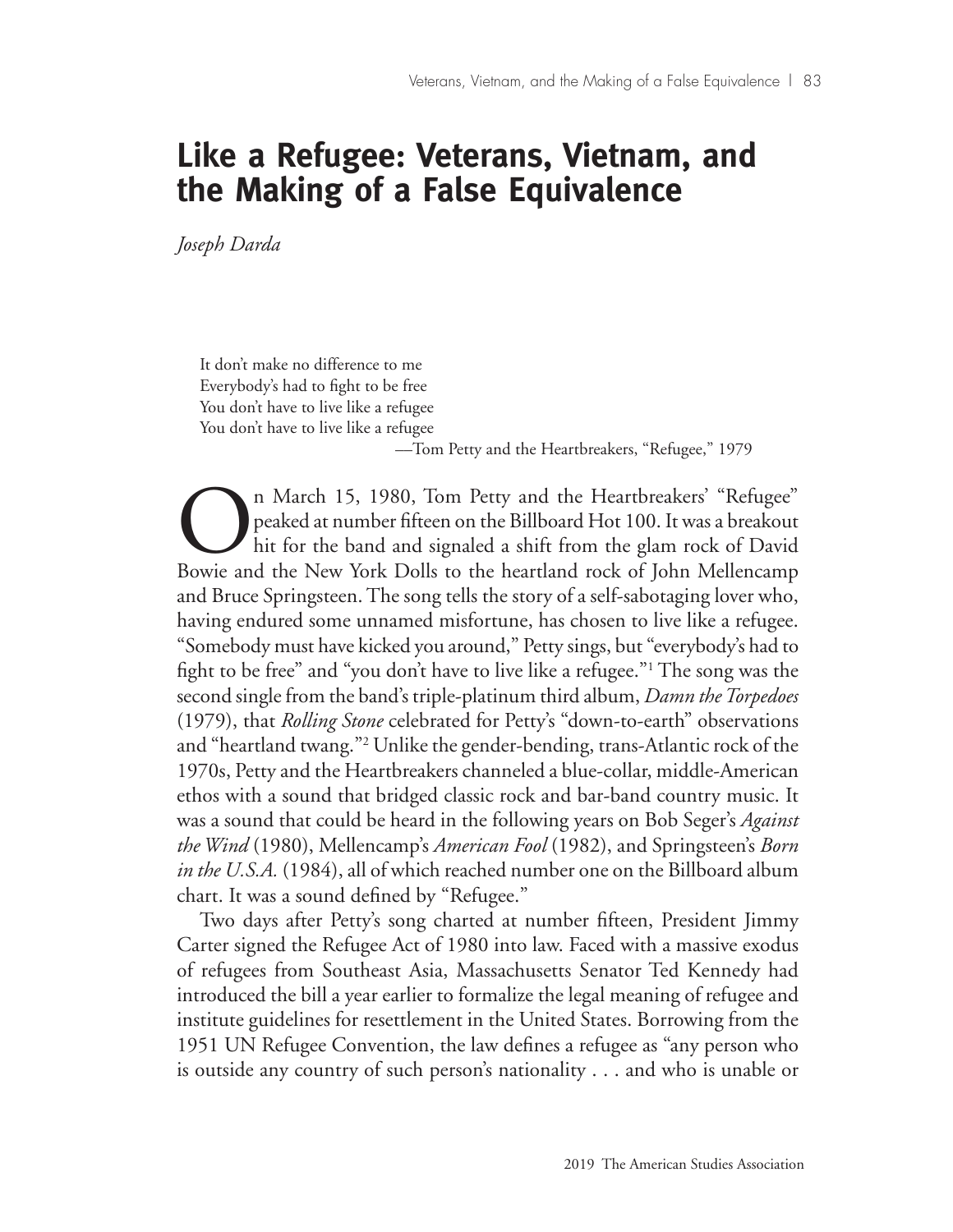# Like a Refugee: Veterans, Vietnam, and the Making of a False Equivalence

*Joseph Darda*

> It don't make no difference to me
> Everybody's had to fight to be free
> You don't have to live like a refugee
> You don't have to live like a refugee
>
> —Tom Petty and the Heartbreakers, "Refugee," 1979

On March 15, 1980, Tom Petty and the Heartbreakers' "Refugee" peaked at number fifteen on the Billboard Hot 100. It was a breakout hit for the band and signaled a shift from the glam rock of David Bowie and the New York Dolls to the heartland rock of John Mellencamp and Bruce Springsteen. The song tells the story of a self-sabotaging lover who, having endured some unnamed misfortune, has chosen to live like a refugee. "Somebody must have kicked you around," Petty sings, but "everybody's had to fight to be free" and "you don't have to live like a refugee."[1] The song was the second single from the band's triple-platinum third album, *Damn the Torpedoes* (1979), that *Rolling Stone* celebrated for Petty's "down-to-earth" observations and "heartland twang."[2] Unlike the gender-bending, trans-Atlantic rock of the 1970s, Petty and the Heartbreakers channeled a blue-collar, middle-American ethos with a sound that bridged classic rock and bar-band country music. It was a sound that could be heard in the following years on Bob Seger's *Against the Wind* (1980), Mellencamp's *American Fool* (1982), and Springsteen's *Born in the U.S.A.* (1984), all of which reached number one on the Billboard album chart. It was a sound defined by "Refugee."

Two days after Petty's song charted at number fifteen, President Jimmy Carter signed the Refugee Act of 1980 into law. Faced with a massive exodus of refugees from Southeast Asia, Massachusetts Senator Ted Kennedy had introduced the bill a year earlier to formalize the legal meaning of refugee and institute guidelines for resettlement in the United States. Borrowing from the 1951 UN Refugee Convention, the law defines a refugee as "any person who is outside any country of such person's nationality . . . and who is unable or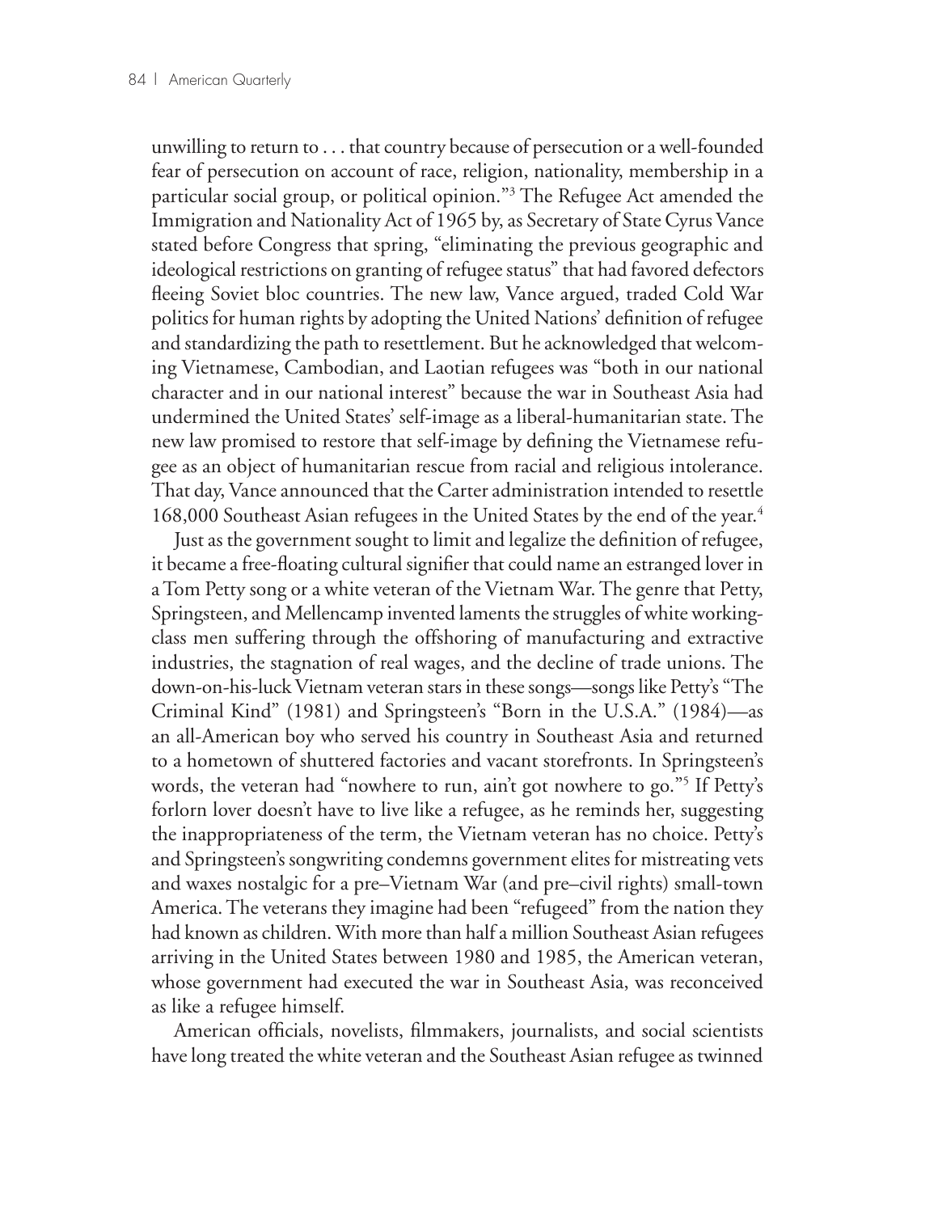unwilling to return to . . . that country because of persecution or a well-founded fear of persecution on account of race, religion, nationality, membership in a particular social group, or political opinion."[3] The Refugee Act amended the Immigration and Nationality Act of 1965 by, as Secretary of State Cyrus Vance stated before Congress that spring, "eliminating the previous geographic and ideological restrictions on granting of refugee status" that had favored defectors fleeing Soviet bloc countries. The new law, Vance argued, traded Cold War politics for human rights by adopting the United Nations' definition of refugee and standardizing the path to resettlement. But he acknowledged that welcoming Vietnamese, Cambodian, and Laotian refugees was "both in our national character and in our national interest" because the war in Southeast Asia had undermined the United States' self-image as a liberal-humanitarian state. The new law promised to restore that self-image by defining the Vietnamese refugee as an object of humanitarian rescue from racial and religious intolerance. That day, Vance announced that the Carter administration intended to resettle 168,000 Southeast Asian refugees in the United States by the end of the year.[4]

Just as the government sought to limit and legalize the definition of refugee, it became a free-floating cultural signifier that could name an estranged lover in a Tom Petty song or a white veteran of the Vietnam War. The genre that Petty, Springsteen, and Mellencamp invented laments the struggles of white working-class men suffering through the offshoring of manufacturing and extractive industries, the stagnation of real wages, and the decline of trade unions. The down-on-his-luck Vietnam veteran stars in these songs—songs like Petty's "The Criminal Kind" (1981) and Springsteen's "Born in the U.S.A." (1984)—as an all-American boy who served his country in Southeast Asia and returned to a hometown of shuttered factories and vacant storefronts. In Springsteen's words, the veteran had "nowhere to run, ain't got nowhere to go."[5] If Petty's forlorn lover doesn't have to live like a refugee, as he reminds her, suggesting the inappropriateness of the term, the Vietnam veteran has no choice. Petty's and Springsteen's songwriting condemns government elites for mistreating vets and waxes nostalgic for a pre–Vietnam War (and pre–civil rights) small-town America. The veterans they imagine had been "refugeed" from the nation they had known as children. With more than half a million Southeast Asian refugees arriving in the United States between 1980 and 1985, the American veteran, whose government had executed the war in Southeast Asia, was reconceived as like a refugee himself.

American officials, novelists, filmmakers, journalists, and social scientists have long treated the white veteran and the Southeast Asian refugee as twinned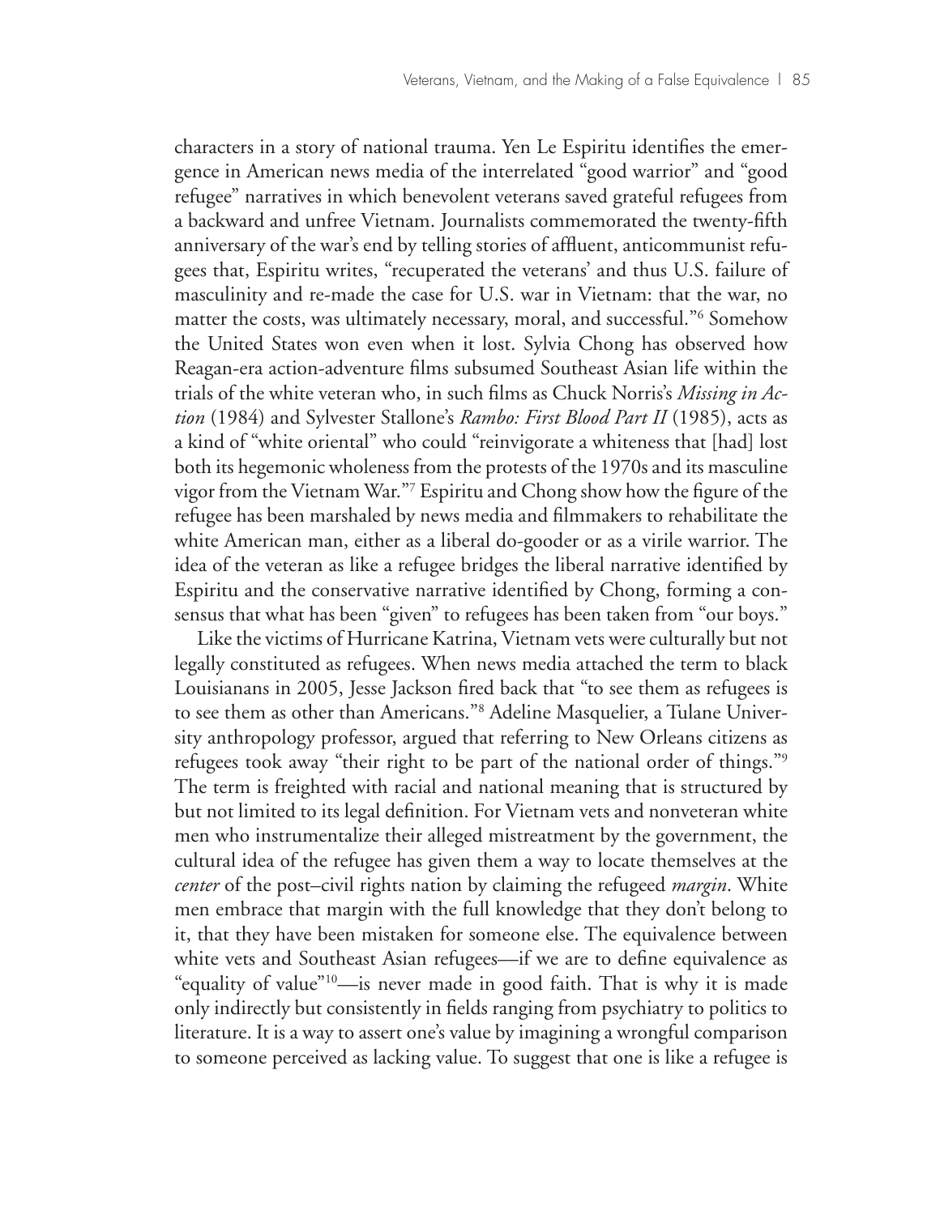characters in a story of national trauma. Yen Le Espiritu identifies the emergence in American news media of the interrelated "good warrior" and "good refugee" narratives in which benevolent veterans saved grateful refugees from a backward and unfree Vietnam. Journalists commemorated the twenty-fifth anniversary of the war's end by telling stories of affluent, anticommunist refugees that, Espiritu writes, "recuperated the veterans' and thus U.S. failure of masculinity and re-made the case for U.S. war in Vietnam: that the war, no matter the costs, was ultimately necessary, moral, and successful."[6] Somehow the United States won even when it lost. Sylvia Chong has observed how Reagan-era action-adventure films subsumed Southeast Asian life within the trials of the white veteran who, in such films as Chuck Norris's *Missing in Action* (1984) and Sylvester Stallone's *Rambo: First Blood Part II* (1985), acts as a kind of "white oriental" who could "reinvigorate a whiteness that [had] lost both its hegemonic wholeness from the protests of the 1970s and its masculine vigor from the Vietnam War."[7] Espiritu and Chong show how the figure of the refugee has been marshaled by news media and filmmakers to rehabilitate the white American man, either as a liberal do-gooder or as a virile warrior. The idea of the veteran as like a refugee bridges the liberal narrative identified by Espiritu and the conservative narrative identified by Chong, forming a consensus that what has been "given" to refugees has been taken from "our boys."

Like the victims of Hurricane Katrina, Vietnam vets were culturally but not legally constituted as refugees. When news media attached the term to black Louisianans in 2005, Jesse Jackson fired back that "to see them as refugees is to see them as other than Americans."[8] Adeline Masquelier, a Tulane University anthropology professor, argued that referring to New Orleans citizens as refugees took away "their right to be part of the national order of things."[9] The term is freighted with racial and national meaning that is structured by but not limited to its legal definition. For Vietnam vets and nonveteran white men who instrumentalize their alleged mistreatment by the government, the cultural idea of the refugee has given them a way to locate themselves at the *center* of the post–civil rights nation by claiming the refugeed *margin*. White men embrace that margin with the full knowledge that they don't belong to it, that they have been mistaken for someone else. The equivalence between white vets and Southeast Asian refugees—if we are to define equivalence as "equality of value"[10]—is never made in good faith. That is why it is made only indirectly but consistently in fields ranging from psychiatry to politics to literature. It is a way to assert one's value by imagining a wrongful comparison to someone perceived as lacking value. To suggest that one is like a refugee is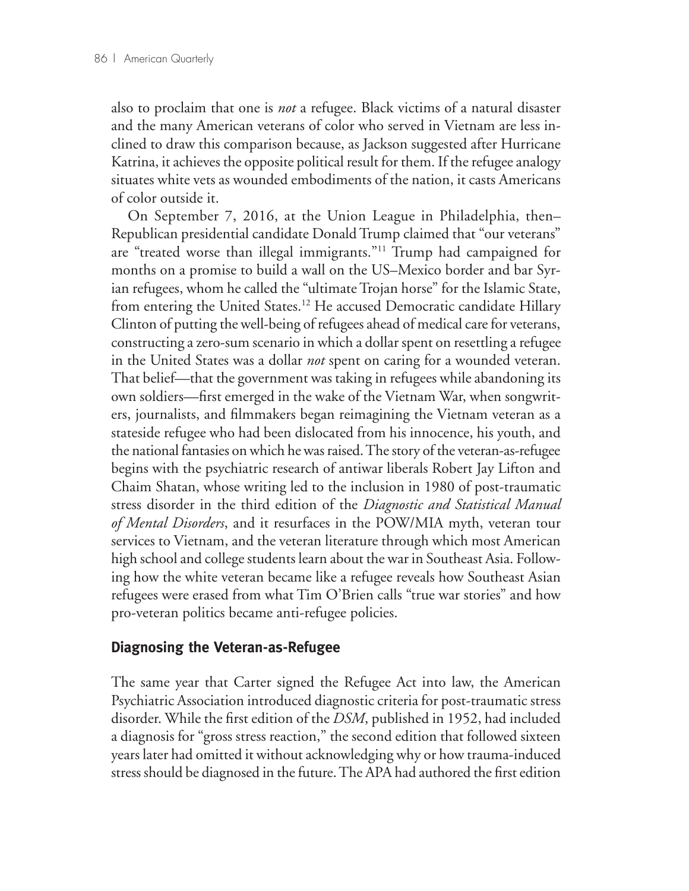also to proclaim that one is *not* a refugee. Black victims of a natural disaster and the many American veterans of color who served in Vietnam are less inclined to draw this comparison because, as Jackson suggested after Hurricane Katrina, it achieves the opposite political result for them. If the refugee analogy situates white vets as wounded embodiments of the nation, it casts Americans of color outside it.

On September 7, 2016, at the Union League in Philadelphia, then–Republican presidential candidate Donald Trump claimed that "our veterans" are "treated worse than illegal immigrants."[11] Trump had campaigned for months on a promise to build a wall on the US–Mexico border and bar Syrian refugees, whom he called the "ultimate Trojan horse" for the Islamic State, from entering the United States.[12] He accused Democratic candidate Hillary Clinton of putting the well-being of refugees ahead of medical care for veterans, constructing a zero-sum scenario in which a dollar spent on resettling a refugee in the United States was a dollar *not* spent on caring for a wounded veteran. That belief—that the government was taking in refugees while abandoning its own soldiers—first emerged in the wake of the Vietnam War, when songwriters, journalists, and filmmakers began reimagining the Vietnam veteran as a stateside refugee who had been dislocated from his innocence, his youth, and the national fantasies on which he was raised. The story of the veteran-as-refugee begins with the psychiatric research of antiwar liberals Robert Jay Lifton and Chaim Shatan, whose writing led to the inclusion in 1980 of post-traumatic stress disorder in the third edition of the *Diagnostic and Statistical Manual of Mental Disorders*, and it resurfaces in the POW/MIA myth, veteran tour services to Vietnam, and the veteran literature through which most American high school and college students learn about the war in Southeast Asia. Following how the white veteran became like a refugee reveals how Southeast Asian refugees were erased from what Tim O'Brien calls "true war stories" and how pro-veteran politics became anti-refugee policies.

## Diagnosing the Veteran-as-Refugee

The same year that Carter signed the Refugee Act into law, the American Psychiatric Association introduced diagnostic criteria for post-traumatic stress disorder. While the first edition of the *DSM*, published in 1952, had included a diagnosis for "gross stress reaction," the second edition that followed sixteen years later had omitted it without acknowledging why or how trauma-induced stress should be diagnosed in the future. The APA had authored the first edition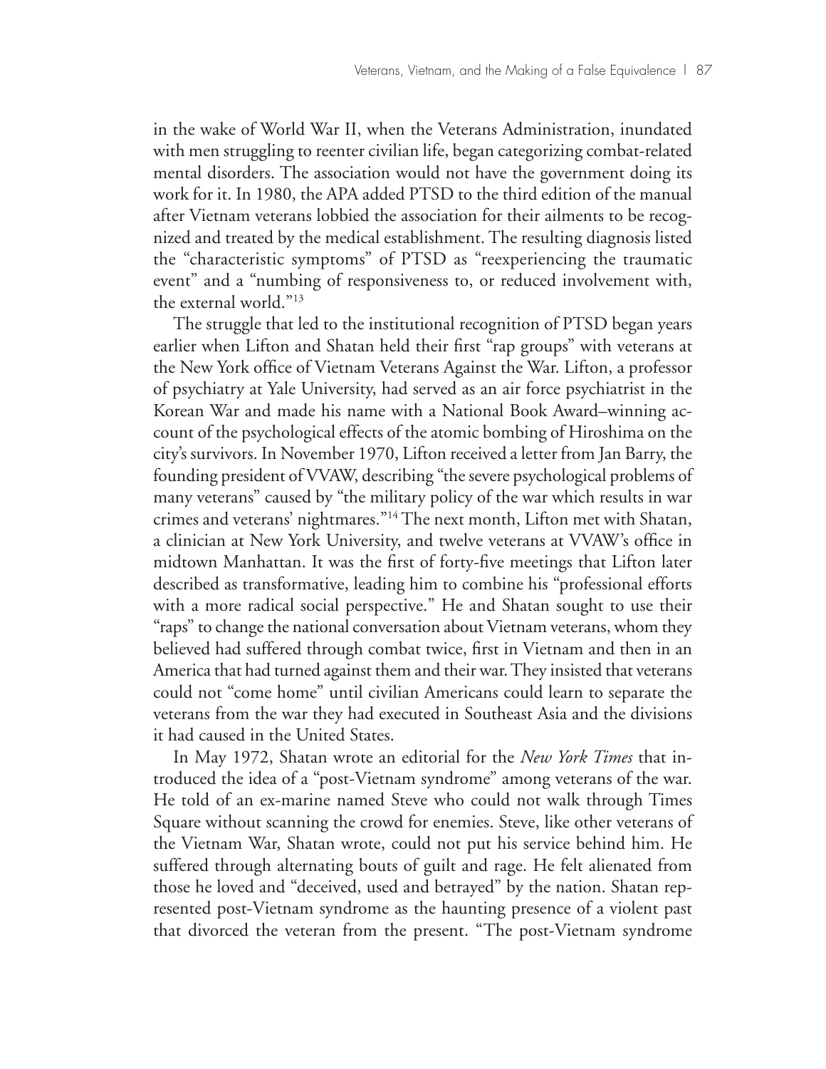in the wake of World War II, when the Veterans Administration, inundated with men struggling to reenter civilian life, began categorizing combat-related mental disorders. The association would not have the government doing its work for it. In 1980, the APA added PTSD to the third edition of the manual after Vietnam veterans lobbied the association for their ailments to be recognized and treated by the medical establishment. The resulting diagnosis listed the "characteristic symptoms" of PTSD as "reexperiencing the traumatic event" and a "numbing of responsiveness to, or reduced involvement with, the external world."[13]

The struggle that led to the institutional recognition of PTSD began years earlier when Lifton and Shatan held their first "rap groups" with veterans at the New York office of Vietnam Veterans Against the War. Lifton, a professor of psychiatry at Yale University, had served as an air force psychiatrist in the Korean War and made his name with a National Book Award–winning account of the psychological effects of the atomic bombing of Hiroshima on the city's survivors. In November 1970, Lifton received a letter from Jan Barry, the founding president of VVAW, describing "the severe psychological problems of many veterans" caused by "the military policy of the war which results in war crimes and veterans' nightmares."[14] The next month, Lifton met with Shatan, a clinician at New York University, and twelve veterans at VVAW's office in midtown Manhattan. It was the first of forty-five meetings that Lifton later described as transformative, leading him to combine his "professional efforts with a more radical social perspective." He and Shatan sought to use their "raps" to change the national conversation about Vietnam veterans, whom they believed had suffered through combat twice, first in Vietnam and then in an America that had turned against them and their war. They insisted that veterans could not "come home" until civilian Americans could learn to separate the veterans from the war they had executed in Southeast Asia and the divisions it had caused in the United States.

In May 1972, Shatan wrote an editorial for the *New York Times* that introduced the idea of a "post-Vietnam syndrome" among veterans of the war. He told of an ex-marine named Steve who could not walk through Times Square without scanning the crowd for enemies. Steve, like other veterans of the Vietnam War, Shatan wrote, could not put his service behind him. He suffered through alternating bouts of guilt and rage. He felt alienated from those he loved and "deceived, used and betrayed" by the nation. Shatan represented post-Vietnam syndrome as the haunting presence of a violent past that divorced the veteran from the present. "The post-Vietnam syndrome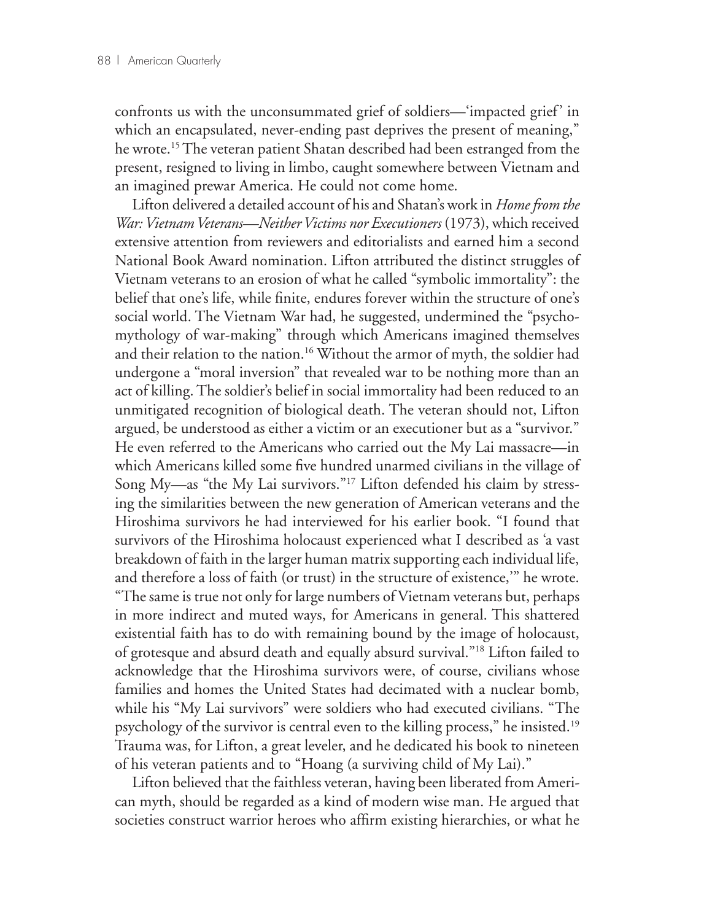confronts us with the unconsummated grief of soldiers—'impacted grief' in which an encapsulated, never-ending past deprives the present of meaning," he wrote.[15] The veteran patient Shatan described had been estranged from the present, resigned to living in limbo, caught somewhere between Vietnam and an imagined prewar America. He could not come home.

Lifton delivered a detailed account of his and Shatan's work in *Home from the War: Vietnam Veterans—Neither Victims nor Executioners* (1973), which received extensive attention from reviewers and editorialists and earned him a second National Book Award nomination. Lifton attributed the distinct struggles of Vietnam veterans to an erosion of what he called "symbolic immortality": the belief that one's life, while finite, endures forever within the structure of one's social world. The Vietnam War had, he suggested, undermined the "psychomythology of war-making" through which Americans imagined themselves and their relation to the nation.[16] Without the armor of myth, the soldier had undergone a "moral inversion" that revealed war to be nothing more than an act of killing. The soldier's belief in social immortality had been reduced to an unmitigated recognition of biological death. The veteran should not, Lifton argued, be understood as either a victim or an executioner but as a "survivor." He even referred to the Americans who carried out the My Lai massacre—in which Americans killed some five hundred unarmed civilians in the village of Song My—as "the My Lai survivors."[17] Lifton defended his claim by stressing the similarities between the new generation of American veterans and the Hiroshima survivors he had interviewed for his earlier book. "I found that survivors of the Hiroshima holocaust experienced what I described as 'a vast breakdown of faith in the larger human matrix supporting each individual life, and therefore a loss of faith (or trust) in the structure of existence,'" he wrote. "The same is true not only for large numbers of Vietnam veterans but, perhaps in more indirect and muted ways, for Americans in general. This shattered existential faith has to do with remaining bound by the image of holocaust, of grotesque and absurd death and equally absurd survival."[18] Lifton failed to acknowledge that the Hiroshima survivors were, of course, civilians whose families and homes the United States had decimated with a nuclear bomb, while his "My Lai survivors" were soldiers who had executed civilians. "The psychology of the survivor is central even to the killing process," he insisted.[19] Trauma was, for Lifton, a great leveler, and he dedicated his book to nineteen of his veteran patients and to "Hoang (a surviving child of My Lai)."

Lifton believed that the faithless veteran, having been liberated from American myth, should be regarded as a kind of modern wise man. He argued that societies construct warrior heroes who affirm existing hierarchies, or what he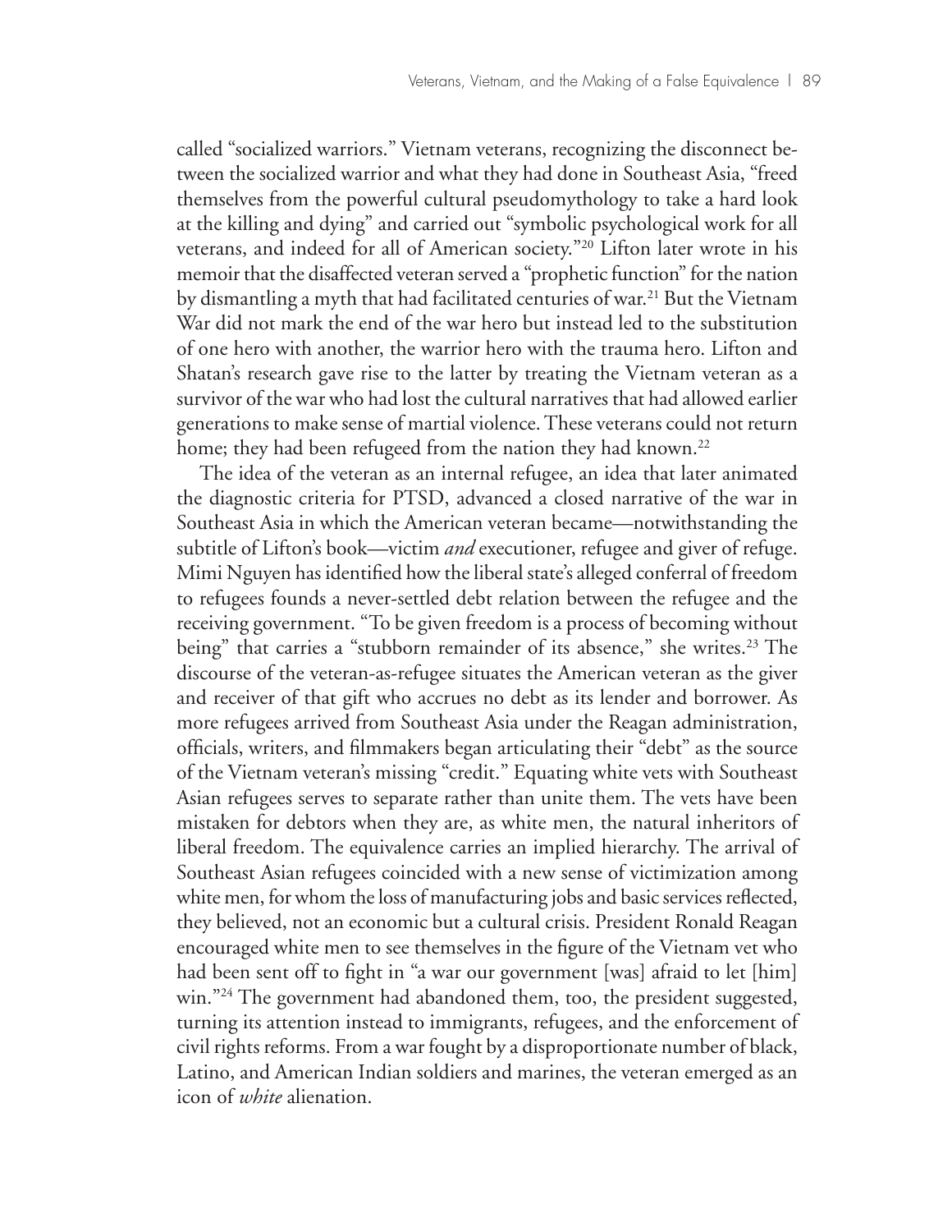called "socialized warriors." Vietnam veterans, recognizing the disconnect between the socialized warrior and what they had done in Southeast Asia, "freed themselves from the powerful cultural pseudomythology to take a hard look at the killing and dying" and carried out "symbolic psychological work for all veterans, and indeed for all of American society."[20] Lifton later wrote in his memoir that the disaffected veteran served a "prophetic function" for the nation by dismantling a myth that had facilitated centuries of war.[21] But the Vietnam War did not mark the end of the war hero but instead led to the substitution of one hero with another, the warrior hero with the trauma hero. Lifton and Shatan's research gave rise to the latter by treating the Vietnam veteran as a survivor of the war who had lost the cultural narratives that had allowed earlier generations to make sense of martial violence. These veterans could not return home; they had been refugeed from the nation they had known.[22]

The idea of the veteran as an internal refugee, an idea that later animated the diagnostic criteria for PTSD, advanced a closed narrative of the war in Southeast Asia in which the American veteran became—notwithstanding the subtitle of Lifton's book—victim *and* executioner, refugee and giver of refuge. Mimi Nguyen has identified how the liberal state's alleged conferral of freedom to refugees founds a never-settled debt relation between the refugee and the receiving government. "To be given freedom is a process of becoming without being" that carries a "stubborn remainder of its absence," she writes.[23] The discourse of the veteran-as-refugee situates the American veteran as the giver and receiver of that gift who accrues no debt as its lender and borrower. As more refugees arrived from Southeast Asia under the Reagan administration, officials, writers, and filmmakers began articulating their "debt" as the source of the Vietnam veteran's missing "credit." Equating white vets with Southeast Asian refugees serves to separate rather than unite them. The vets have been mistaken for debtors when they are, as white men, the natural inheritors of liberal freedom. The equivalence carries an implied hierarchy. The arrival of Southeast Asian refugees coincided with a new sense of victimization among white men, for whom the loss of manufacturing jobs and basic services reflected, they believed, not an economic but a cultural crisis. President Ronald Reagan encouraged white men to see themselves in the figure of the Vietnam vet who had been sent off to fight in "a war our government [was] afraid to let [him] win."[24] The government had abandoned them, too, the president suggested, turning its attention instead to immigrants, refugees, and the enforcement of civil rights reforms. From a war fought by a disproportionate number of black, Latino, and American Indian soldiers and marines, the veteran emerged as an icon of *white* alienation.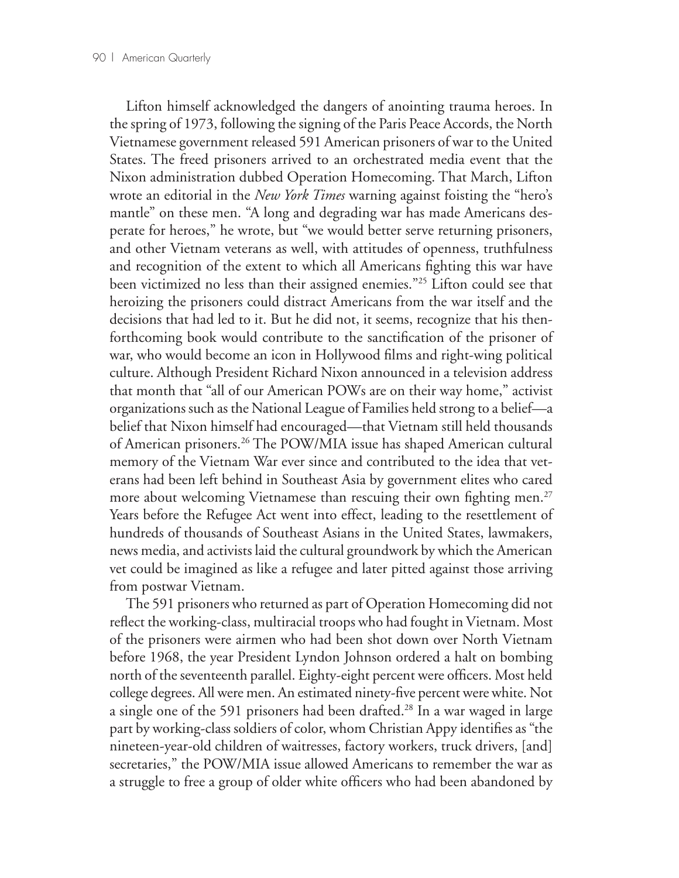Lifton himself acknowledged the dangers of anointing trauma heroes. In the spring of 1973, following the signing of the Paris Peace Accords, the North Vietnamese government released 591 American prisoners of war to the United States. The freed prisoners arrived to an orchestrated media event that the Nixon administration dubbed Operation Homecoming. That March, Lifton wrote an editorial in the *New York Times* warning against foisting the "hero's mantle" on these men. "A long and degrading war has made Americans desperate for heroes," he wrote, but "we would better serve returning prisoners, and other Vietnam veterans as well, with attitudes of openness, truthfulness and recognition of the extent to which all Americans fighting this war have been victimized no less than their assigned enemies."[25] Lifton could see that heroizing the prisoners could distract Americans from the war itself and the decisions that had led to it. But he did not, it seems, recognize that his then-forthcoming book would contribute to the sanctification of the prisoner of war, who would become an icon in Hollywood films and right-wing political culture. Although President Richard Nixon announced in a television address that month that "all of our American POWs are on their way home," activist organizations such as the National League of Families held strong to a belief—a belief that Nixon himself had encouraged—that Vietnam still held thousands of American prisoners.[26] The POW/MIA issue has shaped American cultural memory of the Vietnam War ever since and contributed to the idea that veterans had been left behind in Southeast Asia by government elites who cared more about welcoming Vietnamese than rescuing their own fighting men.[27] Years before the Refugee Act went into effect, leading to the resettlement of hundreds of thousands of Southeast Asians in the United States, lawmakers, news media, and activists laid the cultural groundwork by which the American vet could be imagined as like a refugee and later pitted against those arriving from postwar Vietnam.

The 591 prisoners who returned as part of Operation Homecoming did not reflect the working-class, multiracial troops who had fought in Vietnam. Most of the prisoners were airmen who had been shot down over North Vietnam before 1968, the year President Lyndon Johnson ordered a halt on bombing north of the seventeenth parallel. Eighty-eight percent were officers. Most held college degrees. All were men. An estimated ninety-five percent were white. Not a single one of the 591 prisoners had been drafted.[28] In a war waged in large part by working-class soldiers of color, whom Christian Appy identifies as "the nineteen-year-old children of waitresses, factory workers, truck drivers, [and] secretaries," the POW/MIA issue allowed Americans to remember the war as a struggle to free a group of older white officers who had been abandoned by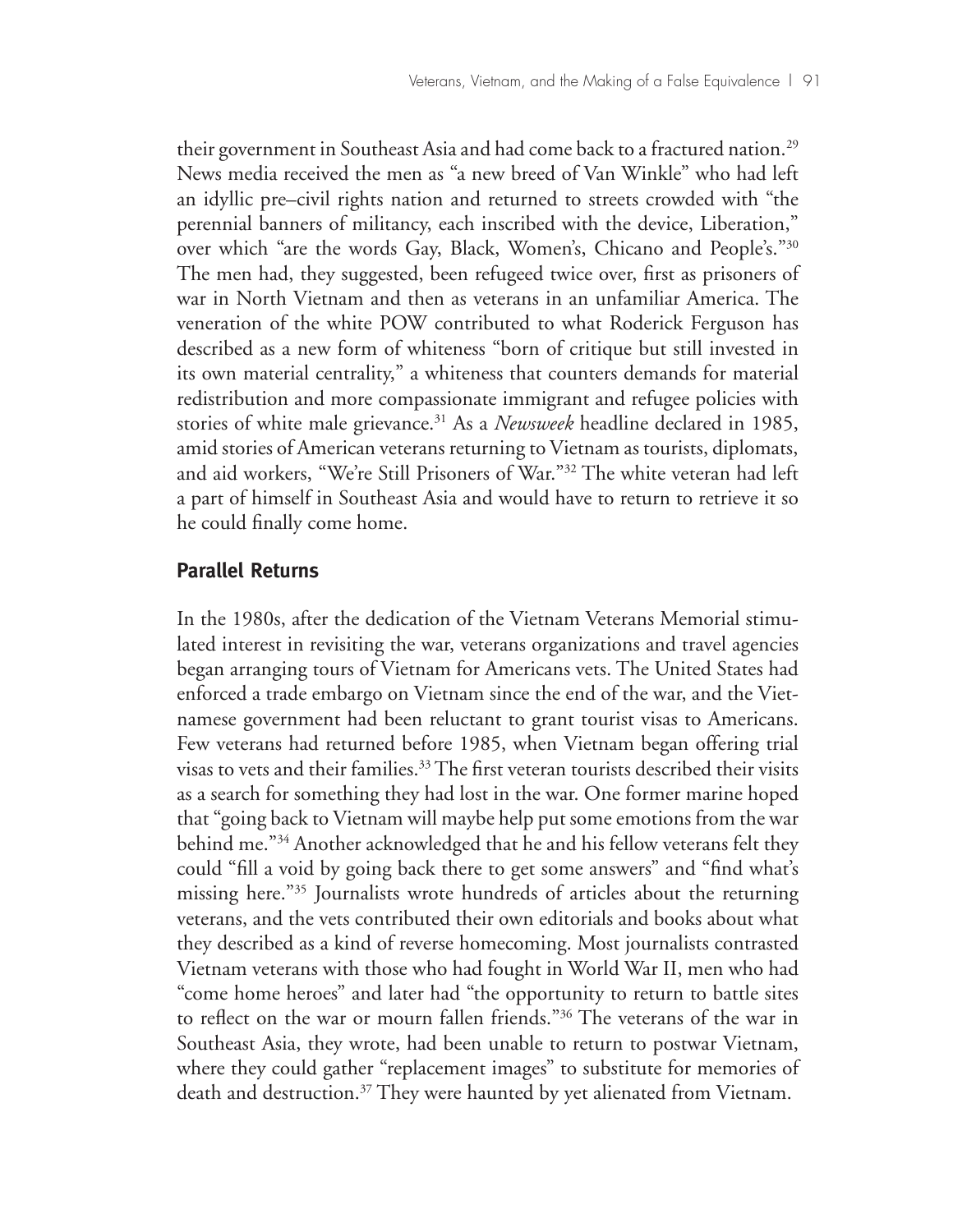their government in Southeast Asia and had come back to a fractured nation.[29] News media received the men as "a new breed of Van Winkle" who had left an idyllic pre–civil rights nation and returned to streets crowded with "the perennial banners of militancy, each inscribed with the device, Liberation," over which "are the words Gay, Black, Women's, Chicano and People's."[30] The men had, they suggested, been refugeed twice over, first as prisoners of war in North Vietnam and then as veterans in an unfamiliar America. The veneration of the white POW contributed to what Roderick Ferguson has described as a new form of whiteness "born of critique but still invested in its own material centrality," a whiteness that counters demands for material redistribution and more compassionate immigrant and refugee policies with stories of white male grievance.[31] As a *Newsweek* headline declared in 1985, amid stories of American veterans returning to Vietnam as tourists, diplomats, and aid workers, "We're Still Prisoners of War."[32] The white veteran had left a part of himself in Southeast Asia and would have to return to retrieve it so he could finally come home.

## Parallel Returns

In the 1980s, after the dedication of the Vietnam Veterans Memorial stimulated interest in revisiting the war, veterans organizations and travel agencies began arranging tours of Vietnam for Americans vets. The United States had enforced a trade embargo on Vietnam since the end of the war, and the Vietnamese government had been reluctant to grant tourist visas to Americans. Few veterans had returned before 1985, when Vietnam began offering trial visas to vets and their families.[33] The first veteran tourists described their visits as a search for something they had lost in the war. One former marine hoped that "going back to Vietnam will maybe help put some emotions from the war behind me."[34] Another acknowledged that he and his fellow veterans felt they could "fill a void by going back there to get some answers" and "find what's missing here."[35] Journalists wrote hundreds of articles about the returning veterans, and the vets contributed their own editorials and books about what they described as a kind of reverse homecoming. Most journalists contrasted Vietnam veterans with those who had fought in World War II, men who had "come home heroes" and later had "the opportunity to return to battle sites to reflect on the war or mourn fallen friends."[36] The veterans of the war in Southeast Asia, they wrote, had been unable to return to postwar Vietnam, where they could gather "replacement images" to substitute for memories of death and destruction.[37] They were haunted by yet alienated from Vietnam.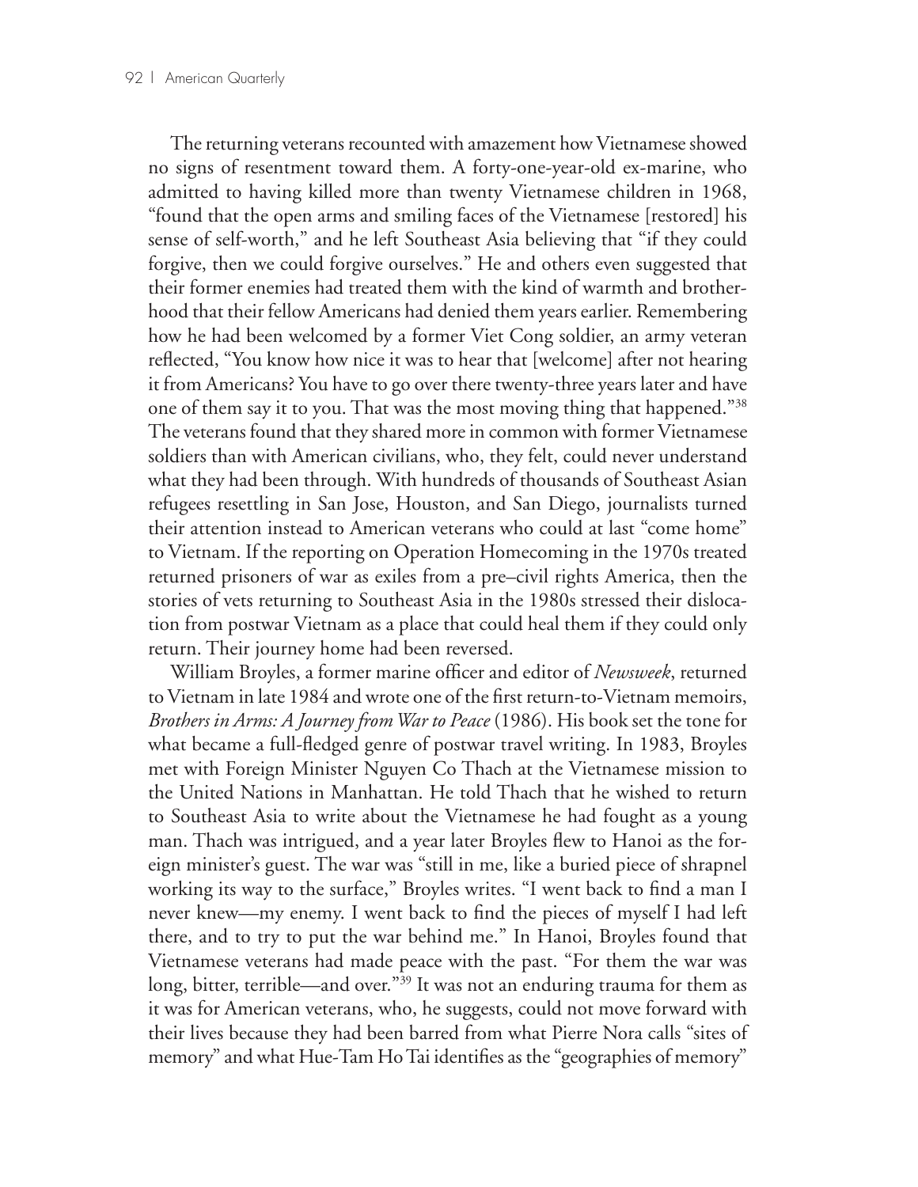The returning veterans recounted with amazement how Vietnamese showed no signs of resentment toward them. A forty-one-year-old ex-marine, who admitted to having killed more than twenty Vietnamese children in 1968, "found that the open arms and smiling faces of the Vietnamese [restored] his sense of self-worth," and he left Southeast Asia believing that "if they could forgive, then we could forgive ourselves." He and others even suggested that their former enemies had treated them with the kind of warmth and brotherhood that their fellow Americans had denied them years earlier. Remembering how he had been welcomed by a former Viet Cong soldier, an army veteran reflected, "You know how nice it was to hear that [welcome] after not hearing it from Americans? You have to go over there twenty-three years later and have one of them say it to you. That was the most moving thing that happened."[38] The veterans found that they shared more in common with former Vietnamese soldiers than with American civilians, who, they felt, could never understand what they had been through. With hundreds of thousands of Southeast Asian refugees resettling in San Jose, Houston, and San Diego, journalists turned their attention instead to American veterans who could at last "come home" to Vietnam. If the reporting on Operation Homecoming in the 1970s treated returned prisoners of war as exiles from a pre–civil rights America, then the stories of vets returning to Southeast Asia in the 1980s stressed their dislocation from postwar Vietnam as a place that could heal them if they could only return. Their journey home had been reversed.

William Broyles, a former marine officer and editor of *Newsweek*, returned to Vietnam in late 1984 and wrote one of the first return-to-Vietnam memoirs, *Brothers in Arms: A Journey from War to Peace* (1986). His book set the tone for what became a full-fledged genre of postwar travel writing. In 1983, Broyles met with Foreign Minister Nguyen Co Thach at the Vietnamese mission to the United Nations in Manhattan. He told Thach that he wished to return to Southeast Asia to write about the Vietnamese he had fought as a young man. Thach was intrigued, and a year later Broyles flew to Hanoi as the foreign minister's guest. The war was "still in me, like a buried piece of shrapnel working its way to the surface," Broyles writes. "I went back to find a man I never knew—my enemy. I went back to find the pieces of myself I had left there, and to try to put the war behind me." In Hanoi, Broyles found that Vietnamese veterans had made peace with the past. "For them the war was long, bitter, terrible—and over."[39] It was not an enduring trauma for them as it was for American veterans, who, he suggests, could not move forward with their lives because they had been barred from what Pierre Nora calls "sites of memory" and what Hue-Tam Ho Tai identifies as the "geographies of memory"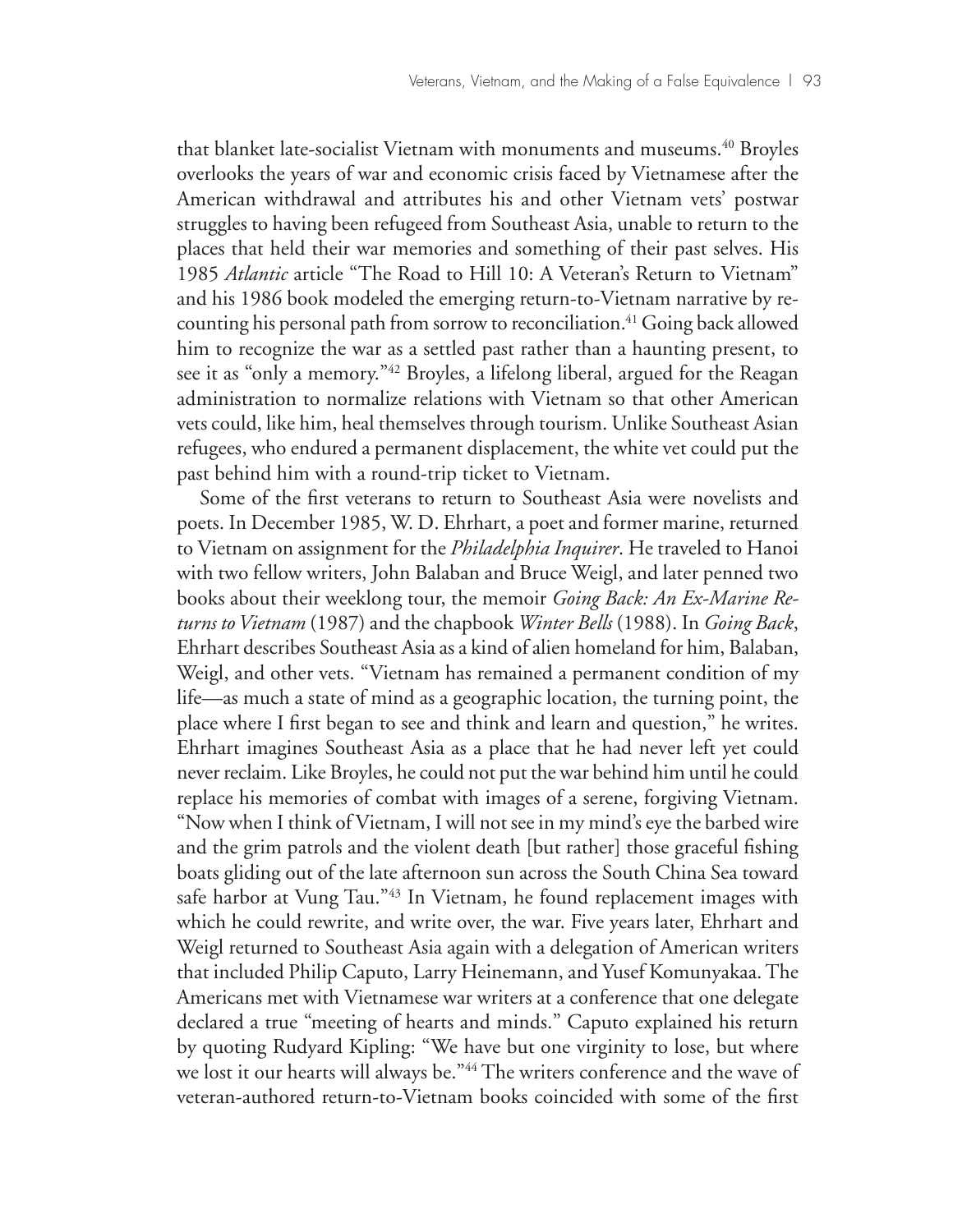that blanket late-socialist Vietnam with monuments and museums.[40] Broyles overlooks the years of war and economic crisis faced by Vietnamese after the American withdrawal and attributes his and other Vietnam vets' postwar struggles to having been refugeed from Southeast Asia, unable to return to the places that held their war memories and something of their past selves. His 1985 *Atlantic* article "The Road to Hill 10: A Veteran's Return to Vietnam" and his 1986 book modeled the emerging return-to-Vietnam narrative by recounting his personal path from sorrow to reconciliation.[41] Going back allowed him to recognize the war as a settled past rather than a haunting present, to see it as "only a memory."[42] Broyles, a lifelong liberal, argued for the Reagan administration to normalize relations with Vietnam so that other American vets could, like him, heal themselves through tourism. Unlike Southeast Asian refugees, who endured a permanent displacement, the white vet could put the past behind him with a round-trip ticket to Vietnam.

Some of the first veterans to return to Southeast Asia were novelists and poets. In December 1985, W. D. Ehrhart, a poet and former marine, returned to Vietnam on assignment for the *Philadelphia Inquirer*. He traveled to Hanoi with two fellow writers, John Balaban and Bruce Weigl, and later penned two books about their weeklong tour, the memoir *Going Back: An Ex-Marine Returns to Vietnam* (1987) and the chapbook *Winter Bells* (1988). In *Going Back*, Ehrhart describes Southeast Asia as a kind of alien homeland for him, Balaban, Weigl, and other vets. "Vietnam has remained a permanent condition of my life—as much a state of mind as a geographic location, the turning point, the place where I first began to see and think and learn and question," he writes. Ehrhart imagines Southeast Asia as a place that he had never left yet could never reclaim. Like Broyles, he could not put the war behind him until he could replace his memories of combat with images of a serene, forgiving Vietnam. "Now when I think of Vietnam, I will not see in my mind's eye the barbed wire and the grim patrols and the violent death [but rather] those graceful fishing boats gliding out of the late afternoon sun across the South China Sea toward safe harbor at Vung Tau."[43] In Vietnam, he found replacement images with which he could rewrite, and write over, the war. Five years later, Ehrhart and Weigl returned to Southeast Asia again with a delegation of American writers that included Philip Caputo, Larry Heinemann, and Yusef Komunyakaa. The Americans met with Vietnamese war writers at a conference that one delegate declared a true "meeting of hearts and minds." Caputo explained his return by quoting Rudyard Kipling: "We have but one virginity to lose, but where we lost it our hearts will always be."[44] The writers conference and the wave of veteran-authored return-to-Vietnam books coincided with some of the first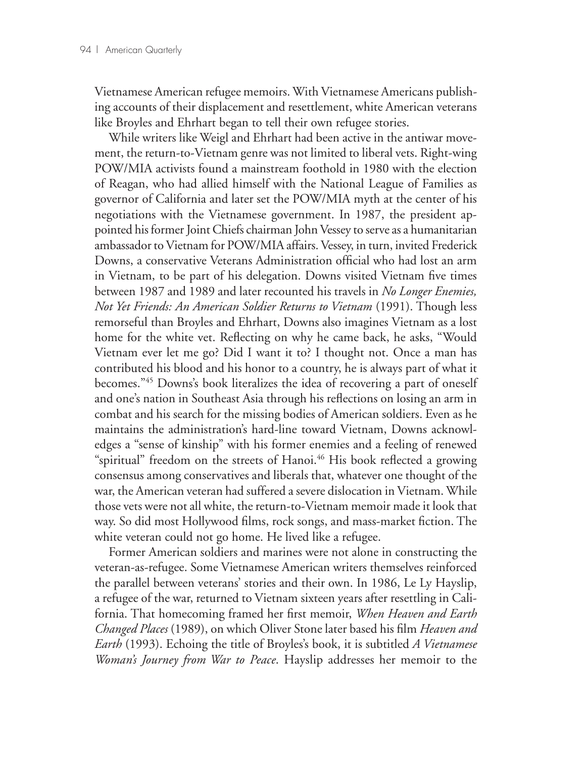Vietnamese American refugee memoirs. With Vietnamese Americans publishing accounts of their displacement and resettlement, white American veterans like Broyles and Ehrhart began to tell their own refugee stories.

While writers like Weigl and Ehrhart had been active in the antiwar movement, the return-to-Vietnam genre was not limited to liberal vets. Right-wing POW/MIA activists found a mainstream foothold in 1980 with the election of Reagan, who had allied himself with the National League of Families as governor of California and later set the POW/MIA myth at the center of his negotiations with the Vietnamese government. In 1987, the president appointed his former Joint Chiefs chairman John Vessey to serve as a humanitarian ambassador to Vietnam for POW/MIA affairs. Vessey, in turn, invited Frederick Downs, a conservative Veterans Administration official who had lost an arm in Vietnam, to be part of his delegation. Downs visited Vietnam five times between 1987 and 1989 and later recounted his travels in *No Longer Enemies, Not Yet Friends: An American Soldier Returns to Vietnam* (1991). Though less remorseful than Broyles and Ehrhart, Downs also imagines Vietnam as a lost home for the white vet. Reflecting on why he came back, he asks, "Would Vietnam ever let me go? Did I want it to? I thought not. Once a man has contributed his blood and his honor to a country, he is always part of what it becomes."[45] Downs's book literalizes the idea of recovering a part of oneself and one's nation in Southeast Asia through his reflections on losing an arm in combat and his search for the missing bodies of American soldiers. Even as he maintains the administration's hard-line toward Vietnam, Downs acknowledges a "sense of kinship" with his former enemies and a feeling of renewed "spiritual" freedom on the streets of Hanoi.[46] His book reflected a growing consensus among conservatives and liberals that, whatever one thought of the war, the American veteran had suffered a severe dislocation in Vietnam. While those vets were not all white, the return-to-Vietnam memoir made it look that way. So did most Hollywood films, rock songs, and mass-market fiction. The white veteran could not go home. He lived like a refugee.

Former American soldiers and marines were not alone in constructing the veteran-as-refugee. Some Vietnamese American writers themselves reinforced the parallel between veterans' stories and their own. In 1986, Le Ly Hayslip, a refugee of the war, returned to Vietnam sixteen years after resettling in California. That homecoming framed her first memoir, *When Heaven and Earth Changed Places* (1989), on which Oliver Stone later based his film *Heaven and Earth* (1993). Echoing the title of Broyles's book, it is subtitled *A Vietnamese Woman's Journey from War to Peace*. Hayslip addresses her memoir to the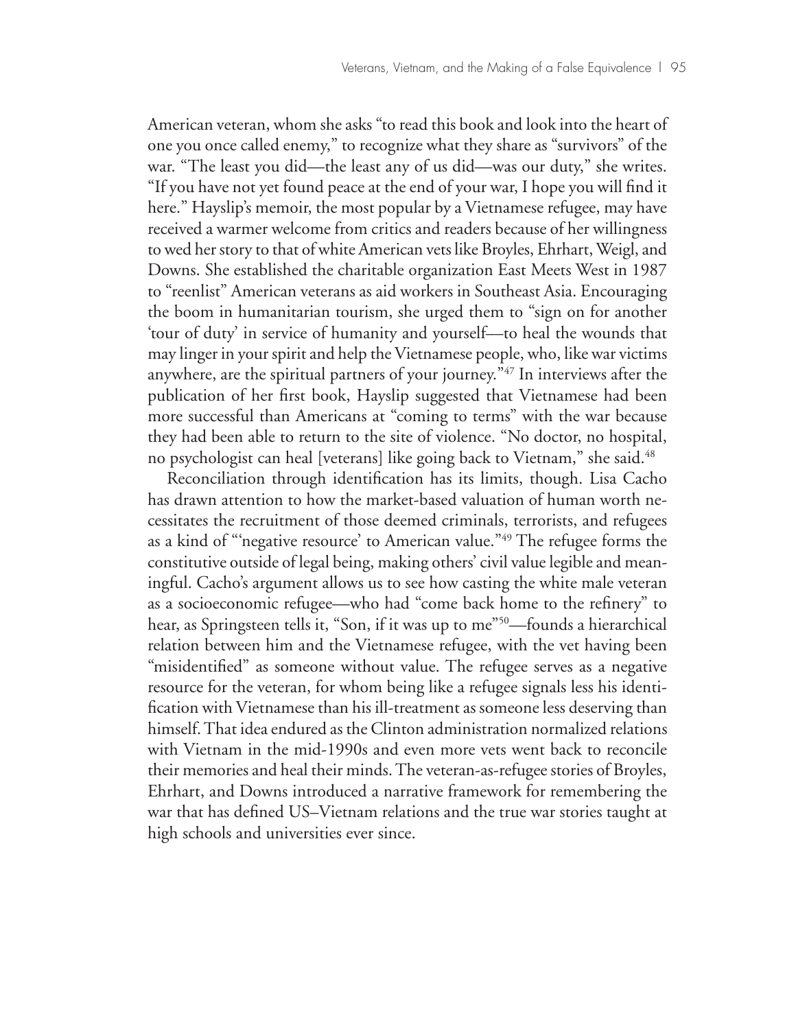American veteran, whom she asks "to read this book and look into the heart of one you once called enemy," to recognize what they share as "survivors" of the war. "The least you did—the least any of us did—was our duty," she writes. "If you have not yet found peace at the end of your war, I hope you will find it here." Hayslip's memoir, the most popular by a Vietnamese refugee, may have received a warmer welcome from critics and readers because of her willingness to wed her story to that of white American vets like Broyles, Ehrhart, Weigl, and Downs. She established the charitable organization East Meets West in 1987 to "reenlist" American veterans as aid workers in Southeast Asia. Encouraging the boom in humanitarian tourism, she urged them to "sign on for another 'tour of duty' in service of humanity and yourself—to heal the wounds that may linger in your spirit and help the Vietnamese people, who, like war victims anywhere, are the spiritual partners of your journey."[47] In interviews after the publication of her first book, Hayslip suggested that Vietnamese had been more successful than Americans at "coming to terms" with the war because they had been able to return to the site of violence. "No doctor, no hospital, no psychologist can heal [veterans] like going back to Vietnam," she said.[48]

Reconciliation through identification has its limits, though. Lisa Cacho has drawn attention to how the market-based valuation of human worth necessitates the recruitment of those deemed criminals, terrorists, and refugees as a kind of "'negative resource' to American value."[49] The refugee forms the constitutive outside of legal being, making others' civil value legible and meaningful. Cacho's argument allows us to see how casting the white male veteran as a socioeconomic refugee—who had "come back home to the refinery" to hear, as Springsteen tells it, "Son, if it was up to me"[50]—founds a hierarchical relation between him and the Vietnamese refugee, with the vet having been "misidentified" as someone without value. The refugee serves as a negative resource for the veteran, for whom being like a refugee signals less his identification with Vietnamese than his ill-treatment as someone less deserving than himself. That idea endured as the Clinton administration normalized relations with Vietnam in the mid-1990s and even more vets went back to reconcile their memories and heal their minds. The veteran-as-refugee stories of Broyles, Ehrhart, and Downs introduced a narrative framework for remembering the war that has defined US–Vietnam relations and the true war stories taught at high schools and universities ever since.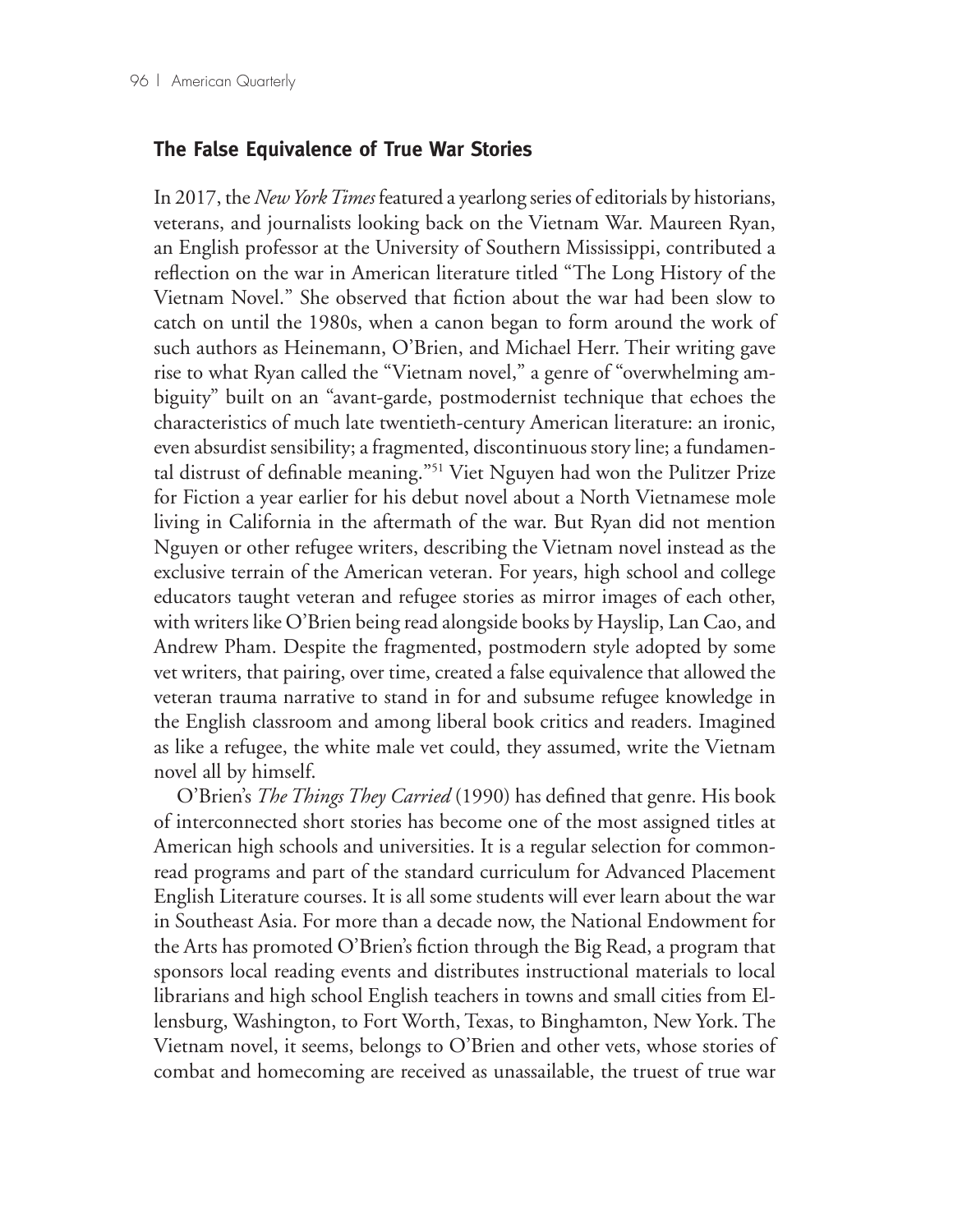## The False Equivalence of True War Stories

In 2017, the *New York Times* featured a yearlong series of editorials by historians, veterans, and journalists looking back on the Vietnam War. Maureen Ryan, an English professor at the University of Southern Mississippi, contributed a reflection on the war in American literature titled "The Long History of the Vietnam Novel." She observed that fiction about the war had been slow to catch on until the 1980s, when a canon began to form around the work of such authors as Heinemann, O'Brien, and Michael Herr. Their writing gave rise to what Ryan called the "Vietnam novel," a genre of "overwhelming ambiguity" built on an "avant-garde, postmodernist technique that echoes the characteristics of much late twentieth-century American literature: an ironic, even absurdist sensibility; a fragmented, discontinuous story line; a fundamental distrust of definable meaning."[51] Viet Nguyen had won the Pulitzer Prize for Fiction a year earlier for his debut novel about a North Vietnamese mole living in California in the aftermath of the war. But Ryan did not mention Nguyen or other refugee writers, describing the Vietnam novel instead as the exclusive terrain of the American veteran. For years, high school and college educators taught veteran and refugee stories as mirror images of each other, with writers like O'Brien being read alongside books by Hayslip, Lan Cao, and Andrew Pham. Despite the fragmented, postmodern style adopted by some vet writers, that pairing, over time, created a false equivalence that allowed the veteran trauma narrative to stand in for and subsume refugee knowledge in the English classroom and among liberal book critics and readers. Imagined as like a refugee, the white male vet could, they assumed, write the Vietnam novel all by himself.

O'Brien's *The Things They Carried* (1990) has defined that genre. His book of interconnected short stories has become one of the most assigned titles at American high schools and universities. It is a regular selection for common-read programs and part of the standard curriculum for Advanced Placement English Literature courses. It is all some students will ever learn about the war in Southeast Asia. For more than a decade now, the National Endowment for the Arts has promoted O'Brien's fiction through the Big Read, a program that sponsors local reading events and distributes instructional materials to local librarians and high school English teachers in towns and small cities from Ellensburg, Washington, to Fort Worth, Texas, to Binghamton, New York. The Vietnam novel, it seems, belongs to O'Brien and other vets, whose stories of combat and homecoming are received as unassailable, the truest of true war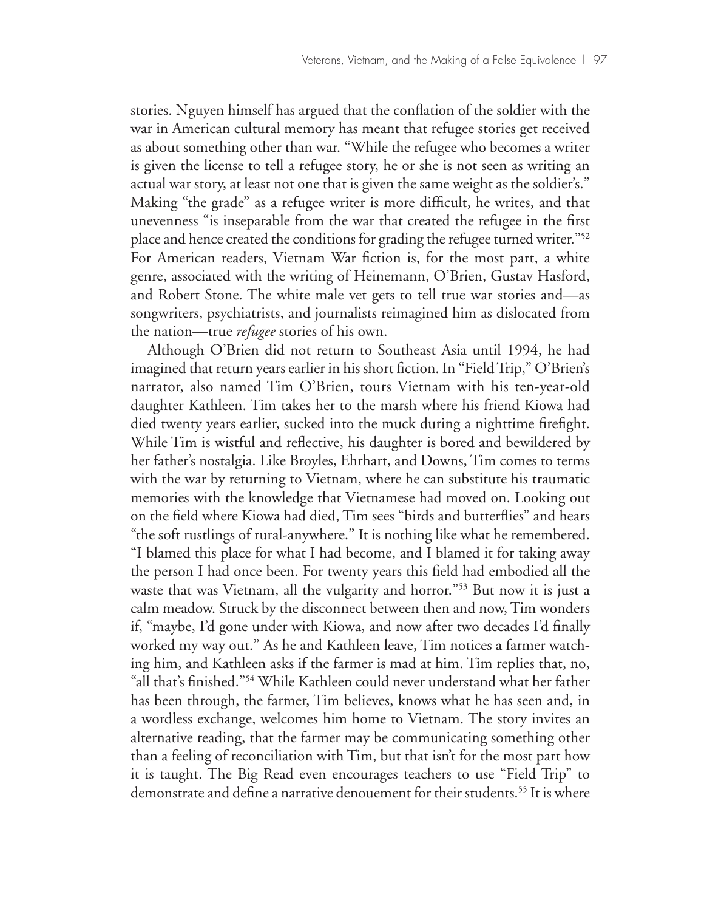stories. Nguyen himself has argued that the conflation of the soldier with the war in American cultural memory has meant that refugee stories get received as about something other than war. "While the refugee who becomes a writer is given the license to tell a refugee story, he or she is not seen as writing an actual war story, at least not one that is given the same weight as the soldier's." Making "the grade" as a refugee writer is more difficult, he writes, and that unevenness "is inseparable from the war that created the refugee in the first place and hence created the conditions for grading the refugee turned writer."[52] For American readers, Vietnam War fiction is, for the most part, a white genre, associated with the writing of Heinemann, O'Brien, Gustav Hasford, and Robert Stone. The white male vet gets to tell true war stories and—as songwriters, psychiatrists, and journalists reimagined him as dislocated from the nation—true *refugee* stories of his own.

Although O'Brien did not return to Southeast Asia until 1994, he had imagined that return years earlier in his short fiction. In "Field Trip," O'Brien's narrator, also named Tim O'Brien, tours Vietnam with his ten-year-old daughter Kathleen. Tim takes her to the marsh where his friend Kiowa had died twenty years earlier, sucked into the muck during a nighttime firefight. While Tim is wistful and reflective, his daughter is bored and bewildered by her father's nostalgia. Like Broyles, Ehrhart, and Downs, Tim comes to terms with the war by returning to Vietnam, where he can substitute his traumatic memories with the knowledge that Vietnamese had moved on. Looking out on the field where Kiowa had died, Tim sees "birds and butterflies" and hears "the soft rustlings of rural-anywhere." It is nothing like what he remembered. "I blamed this place for what I had become, and I blamed it for taking away the person I had once been. For twenty years this field had embodied all the waste that was Vietnam, all the vulgarity and horror."[53] But now it is just a calm meadow. Struck by the disconnect between then and now, Tim wonders if, "maybe, I'd gone under with Kiowa, and now after two decades I'd finally worked my way out." As he and Kathleen leave, Tim notices a farmer watching him, and Kathleen asks if the farmer is mad at him. Tim replies that, no, "all that's finished."[54] While Kathleen could never understand what her father has been through, the farmer, Tim believes, knows what he has seen and, in a wordless exchange, welcomes him home to Vietnam. The story invites an alternative reading, that the farmer may be communicating something other than a feeling of reconciliation with Tim, but that isn't for the most part how it is taught. The Big Read even encourages teachers to use "Field Trip" to demonstrate and define a narrative denouement for their students.[55] It is where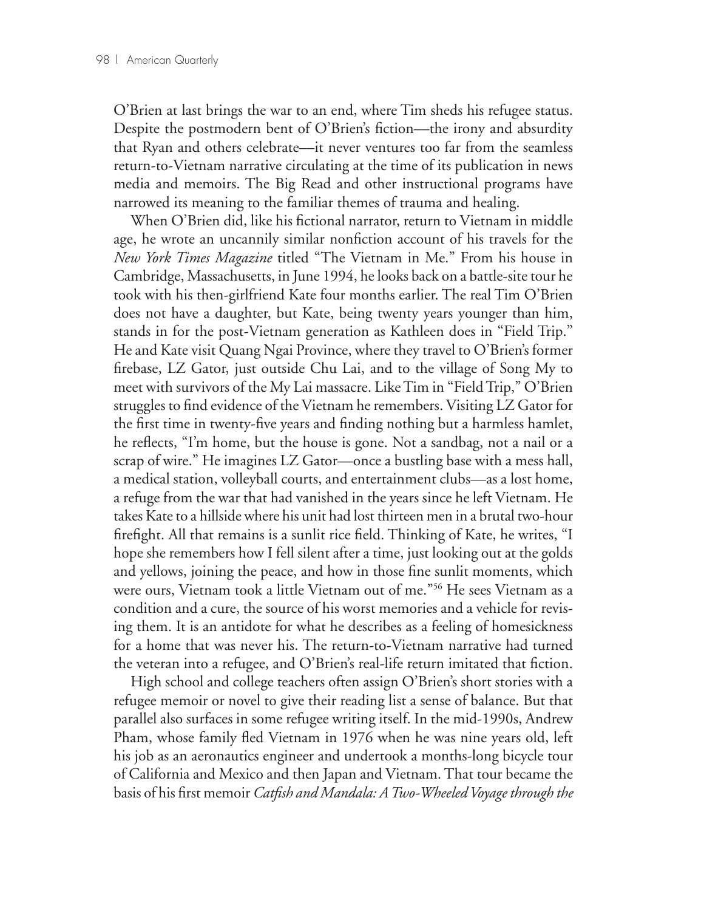O'Brien at last brings the war to an end, where Tim sheds his refugee status. Despite the postmodern bent of O'Brien's fiction—the irony and absurdity that Ryan and others celebrate—it never ventures too far from the seamless return-to-Vietnam narrative circulating at the time of its publication in news media and memoirs. The Big Read and other instructional programs have narrowed its meaning to the familiar themes of trauma and healing.

When O'Brien did, like his fictional narrator, return to Vietnam in middle age, he wrote an uncannily similar nonfiction account of his travels for the *New York Times Magazine* titled "The Vietnam in Me." From his house in Cambridge, Massachusetts, in June 1994, he looks back on a battle-site tour he took with his then-girlfriend Kate four months earlier. The real Tim O'Brien does not have a daughter, but Kate, being twenty years younger than him, stands in for the post-Vietnam generation as Kathleen does in "Field Trip." He and Kate visit Quang Ngai Province, where they travel to O'Brien's former firebase, LZ Gator, just outside Chu Lai, and to the village of Song My to meet with survivors of the My Lai massacre. Like Tim in "Field Trip," O'Brien struggles to find evidence of the Vietnam he remembers. Visiting LZ Gator for the first time in twenty-five years and finding nothing but a harmless hamlet, he reflects, "I'm home, but the house is gone. Not a sandbag, not a nail or a scrap of wire." He imagines LZ Gator—once a bustling base with a mess hall, a medical station, volleyball courts, and entertainment clubs—as a lost home, a refuge from the war that had vanished in the years since he left Vietnam. He takes Kate to a hillside where his unit had lost thirteen men in a brutal two-hour firefight. All that remains is a sunlit rice field. Thinking of Kate, he writes, "I hope she remembers how I fell silent after a time, just looking out at the golds and yellows, joining the peace, and how in those fine sunlit moments, which were ours, Vietnam took a little Vietnam out of me."[56] He sees Vietnam as a condition and a cure, the source of his worst memories and a vehicle for revising them. It is an antidote for what he describes as a feeling of homesickness for a home that was never his. The return-to-Vietnam narrative had turned the veteran into a refugee, and O'Brien's real-life return imitated that fiction.

High school and college teachers often assign O'Brien's short stories with a refugee memoir or novel to give their reading list a sense of balance. But that parallel also surfaces in some refugee writing itself. In the mid-1990s, Andrew Pham, whose family fled Vietnam in 1976 when he was nine years old, left his job as an aeronautics engineer and undertook a months-long bicycle tour of California and Mexico and then Japan and Vietnam. That tour became the basis of his first memoir *Catfish and Mandala: A Two-Wheeled Voyage through the*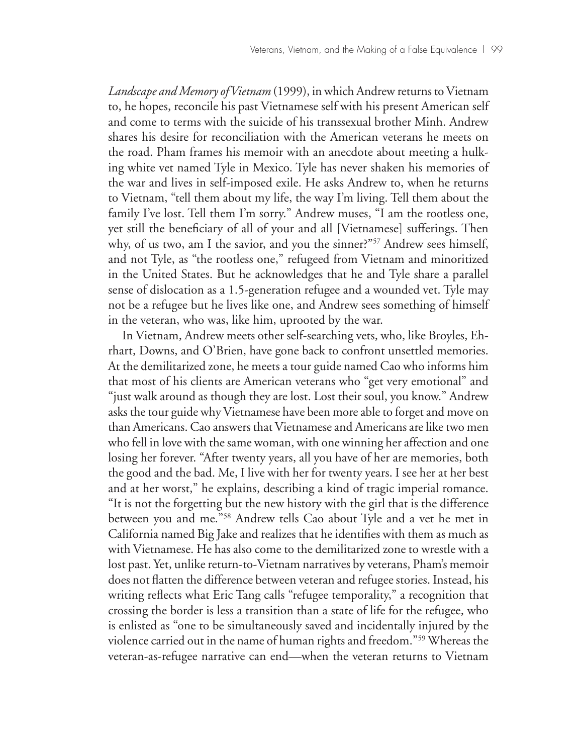*Landscape and Memory of Vietnam* (1999), in which Andrew returns to Vietnam to, he hopes, reconcile his past Vietnamese self with his present American self and come to terms with the suicide of his transsexual brother Minh. Andrew shares his desire for reconciliation with the American veterans he meets on the road. Pham frames his memoir with an anecdote about meeting a hulking white vet named Tyle in Mexico. Tyle has never shaken his memories of the war and lives in self-imposed exile. He asks Andrew to, when he returns to Vietnam, "tell them about my life, the way I'm living. Tell them about the family I've lost. Tell them I'm sorry." Andrew muses, "I am the rootless one, yet still the beneficiary of all of your and all [Vietnamese] sufferings. Then why, of us two, am I the savior, and you the sinner?"[57] Andrew sees himself, and not Tyle, as "the rootless one," refugeed from Vietnam and minoritized in the United States. But he acknowledges that he and Tyle share a parallel sense of dislocation as a 1.5-generation refugee and a wounded vet. Tyle may not be a refugee but he lives like one, and Andrew sees something of himself in the veteran, who was, like him, uprooted by the war.

In Vietnam, Andrew meets other self-searching vets, who, like Broyles, Ehrhart, Downs, and O'Brien, have gone back to confront unsettled memories. At the demilitarized zone, he meets a tour guide named Cao who informs him that most of his clients are American veterans who "get very emotional" and "just walk around as though they are lost. Lost their soul, you know." Andrew asks the tour guide why Vietnamese have been more able to forget and move on than Americans. Cao answers that Vietnamese and Americans are like two men who fell in love with the same woman, with one winning her affection and one losing her forever. "After twenty years, all you have of her are memories, both the good and the bad. Me, I live with her for twenty years. I see her at her best and at her worst," he explains, describing a kind of tragic imperial romance. "It is not the forgetting but the new history with the girl that is the difference between you and me."[58] Andrew tells Cao about Tyle and a vet he met in California named Big Jake and realizes that he identifies with them as much as with Vietnamese. He has also come to the demilitarized zone to wrestle with a lost past. Yet, unlike return-to-Vietnam narratives by veterans, Pham's memoir does not flatten the difference between veteran and refugee stories. Instead, his writing reflects what Eric Tang calls "refugee temporality," a recognition that crossing the border is less a transition than a state of life for the refugee, who is enlisted as "one to be simultaneously saved and incidentally injured by the violence carried out in the name of human rights and freedom."[59] Whereas the veteran-as-refugee narrative can end—when the veteran returns to Vietnam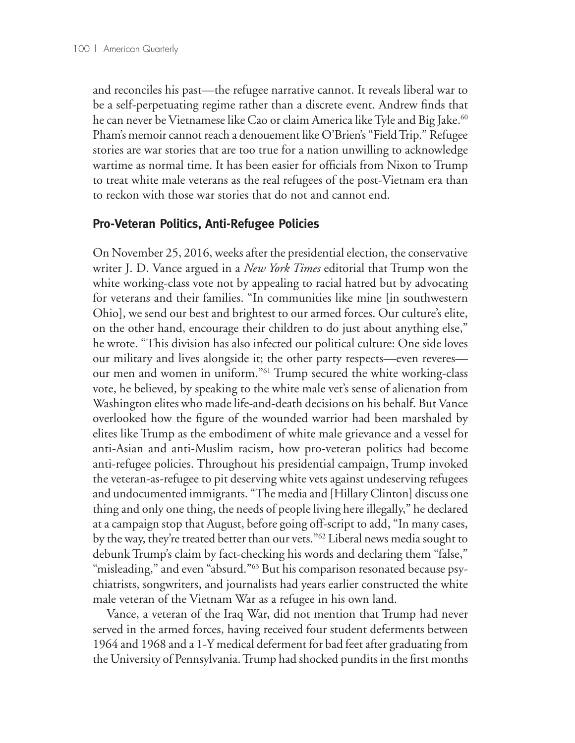and reconciles his past—the refugee narrative cannot. It reveals liberal war to be a self-perpetuating regime rather than a discrete event. Andrew finds that he can never be Vietnamese like Cao or claim America like Tyle and Big Jake.[60] Pham's memoir cannot reach a denouement like O'Brien's "Field Trip." Refugee stories are war stories that are too true for a nation unwilling to acknowledge wartime as normal time. It has been easier for officials from Nixon to Trump to treat white male veterans as the real refugees of the post-Vietnam era than to reckon with those war stories that do not and cannot end.

## Pro-Veteran Politics, Anti-Refugee Policies

On November 25, 2016, weeks after the presidential election, the conservative writer J. D. Vance argued in a *New York Times* editorial that Trump won the white working-class vote not by appealing to racial hatred but by advocating for veterans and their families. "In communities like mine [in southwestern Ohio], we send our best and brightest to our armed forces. Our culture's elite, on the other hand, encourage their children to do just about anything else," he wrote. "This division has also infected our political culture: One side loves our military and lives alongside it; the other party respects—even reveres—our men and women in uniform."[61] Trump secured the white working-class vote, he believed, by speaking to the white male vet's sense of alienation from Washington elites who made life-and-death decisions on his behalf. But Vance overlooked how the figure of the wounded warrior had been marshaled by elites like Trump as the embodiment of white male grievance and a vessel for anti-Asian and anti-Muslim racism, how pro-veteran politics had become anti-refugee policies. Throughout his presidential campaign, Trump invoked the veteran-as-refugee to pit deserving white vets against undeserving refugees and undocumented immigrants. "The media and [Hillary Clinton] discuss one thing and only one thing, the needs of people living here illegally," he declared at a campaign stop that August, before going off-script to add, "In many cases, by the way, they're treated better than our vets."[62] Liberal news media sought to debunk Trump's claim by fact-checking his words and declaring them "false," "misleading," and even "absurd."[63] But his comparison resonated because psychiatrists, songwriters, and journalists had years earlier constructed the white male veteran of the Vietnam War as a refugee in his own land.

Vance, a veteran of the Iraq War, did not mention that Trump had never served in the armed forces, having received four student deferments between 1964 and 1968 and a 1-Y medical deferment for bad feet after graduating from the University of Pennsylvania. Trump had shocked pundits in the first months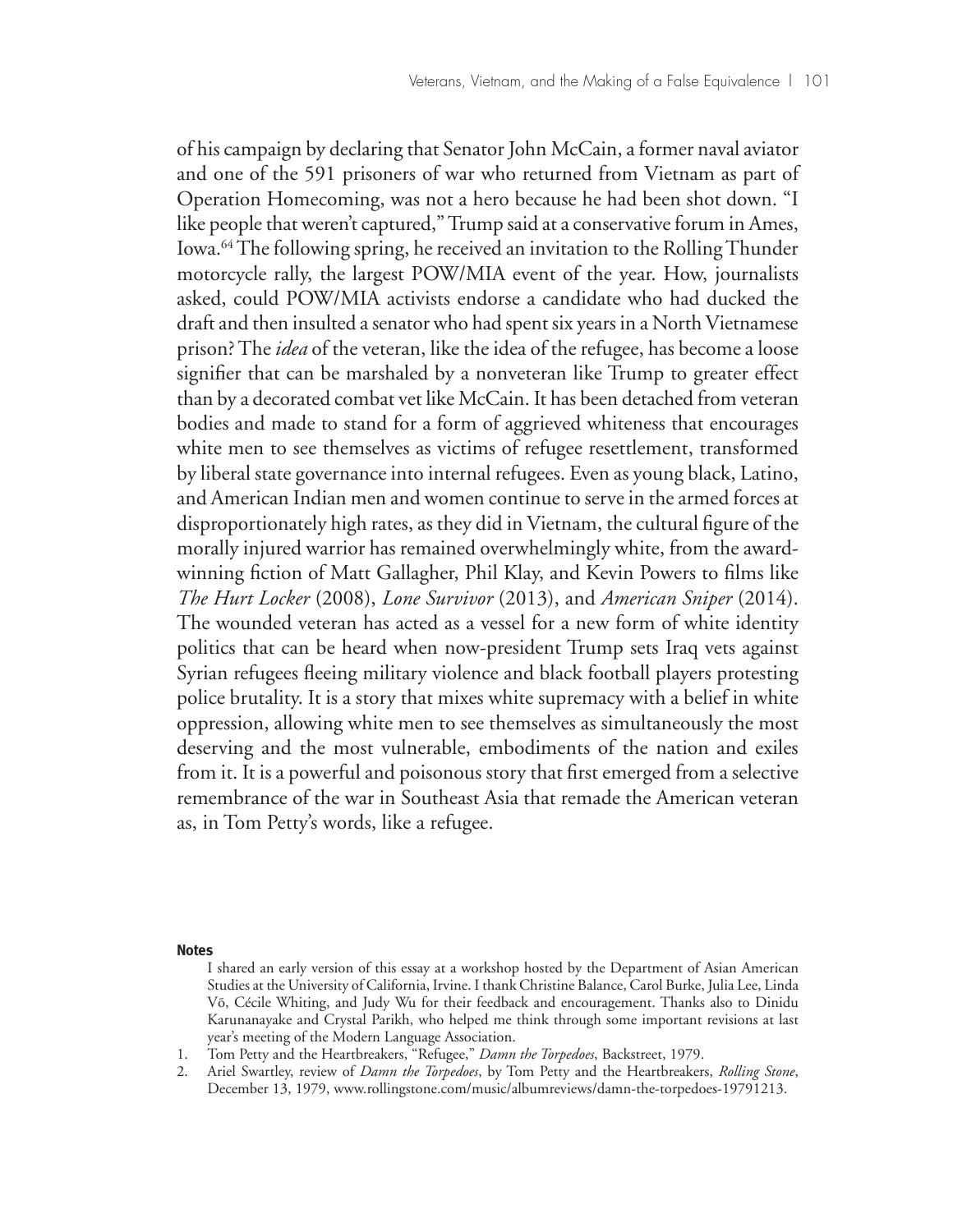of his campaign by declaring that Senator John McCain, a former naval aviator and one of the 591 prisoners of war who returned from Vietnam as part of Operation Homecoming, was not a hero because he had been shot down. "I like people that weren't captured," Trump said at a conservative forum in Ames, Iowa.[64] The following spring, he received an invitation to the Rolling Thunder motorcycle rally, the largest POW/MIA event of the year. How, journalists asked, could POW/MIA activists endorse a candidate who had ducked the draft and then insulted a senator who had spent six years in a North Vietnamese prison? The *idea* of the veteran, like the idea of the refugee, has become a loose signifier that can be marshaled by a nonveteran like Trump to greater effect than by a decorated combat vet like McCain. It has been detached from veteran bodies and made to stand for a form of aggrieved whiteness that encourages white men to see themselves as victims of refugee resettlement, transformed by liberal state governance into internal refugees. Even as young black, Latino, and American Indian men and women continue to serve in the armed forces at disproportionately high rates, as they did in Vietnam, the cultural figure of the morally injured warrior has remained overwhelmingly white, from the award-winning fiction of Matt Gallagher, Phil Klay, and Kevin Powers to films like *The Hurt Locker* (2008), *Lone Survivor* (2013), and *American Sniper* (2014). The wounded veteran has acted as a vessel for a new form of white identity politics that can be heard when now-president Trump sets Iraq vets against Syrian refugees fleeing military violence and black football players protesting police brutality. It is a story that mixes white supremacy with a belief in white oppression, allowing white men to see themselves as simultaneously the most deserving and the most vulnerable, embodiments of the nation and exiles from it. It is a powerful and poisonous story that first emerged from a selective remembrance of the war in Southeast Asia that remade the American veteran as, in Tom Petty's words, like a refugee.

**Notes**

I shared an early version of this essay at a workshop hosted by the Department of Asian American Studies at the University of California, Irvine. I thank Christine Balance, Carol Burke, Julia Lee, Linda Võ, Cécile Whiting, and Judy Wu for their feedback and encouragement. Thanks also to Dinidu Karunanayake and Crystal Parikh, who helped me think through some important revisions at last year's meeting of the Modern Language Association.

1. Tom Petty and the Heartbreakers, "Refugee," *Damn the Torpedoes*, Backstreet, 1979.
2. Ariel Swartley, review of *Damn the Torpedoes*, by Tom Petty and the Heartbreakers, *Rolling Stone*, December 13, 1979, www.rollingstone.com/music/albumreviews/damn-the-torpedoes-19791213.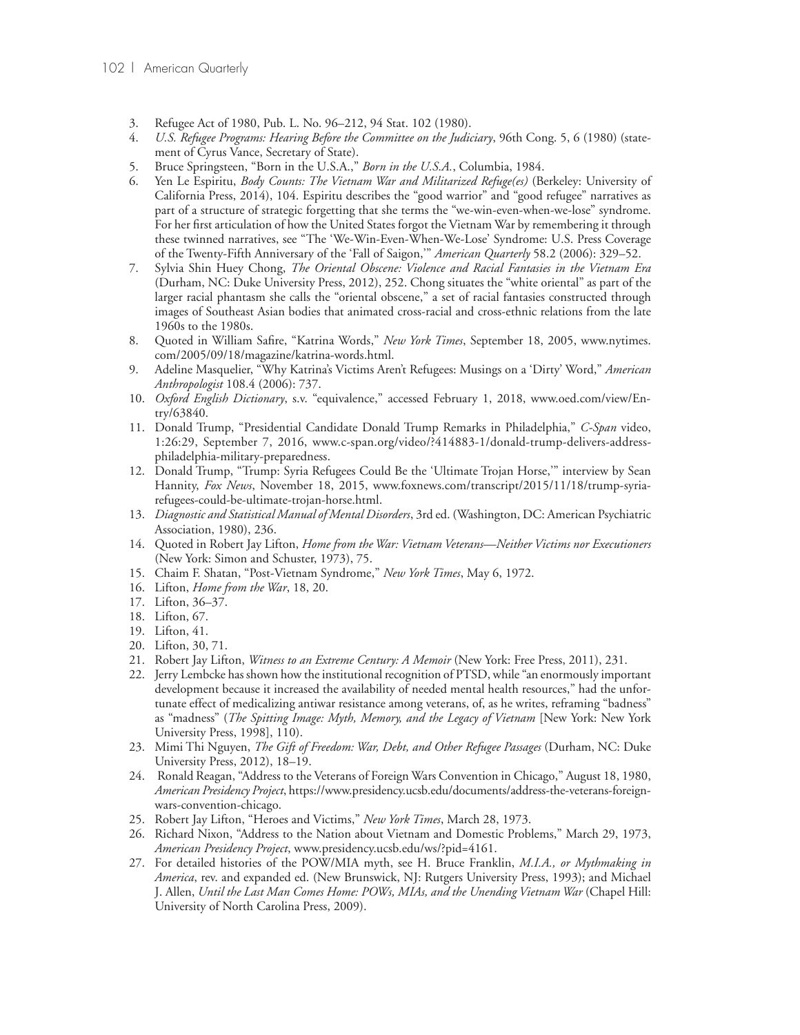3. Refugee Act of 1980, Pub. L. No. 96–212, 94 Stat. 102 (1980).
4. *U.S. Refugee Programs: Hearing Before the Committee on the Judiciary*, 96th Cong. 5, 6 (1980) (statement of Cyrus Vance, Secretary of State).
5. Bruce Springsteen, "Born in the U.S.A.," *Born in the U.S.A.*, Columbia, 1984.
6. Yen Le Espiritu, *Body Counts: The Vietnam War and Militarized Refuge(es)* (Berkeley: University of California Press, 2014), 104. Espiritu describes the "good warrior" and "good refugee" narratives as part of a structure of strategic forgetting that she terms the "we-win-even-when-we-lose" syndrome. For her first articulation of how the United States forgot the Vietnam War by remembering it through these twinned narratives, see "The 'We-Win-Even-When-We-Lose' Syndrome: U.S. Press Coverage of the Twenty-Fifth Anniversary of the 'Fall of Saigon,'" *American Quarterly* 58.2 (2006): 329–52.
7. Sylvia Shin Huey Chong, *The Oriental Obscene: Violence and Racial Fantasies in the Vietnam Era* (Durham, NC: Duke University Press, 2012), 252. Chong situates the "white oriental" as part of the larger racial phantasm she calls the "oriental obscene," a set of racial fantasies constructed through images of Southeast Asian bodies that animated cross-racial and cross-ethnic relations from the late 1960s to the 1980s.
8. Quoted in William Safire, "Katrina Words," *New York Times*, September 18, 2005, www.nytimes.com/2005/09/18/magazine/katrina-words.html.
9. Adeline Masquelier, "Why Katrina's Victims Aren't Refugees: Musings on a 'Dirty' Word," *American Anthropologist* 108.4 (2006): 737.
10. *Oxford English Dictionary*, s.v. "equivalence," accessed February 1, 2018, www.oed.com/view/Entry/63840.
11. Donald Trump, "Presidential Candidate Donald Trump Remarks in Philadelphia," *C-Span* video, 1:26:29, September 7, 2016, www.c-span.org/video/?414883-1/donald-trump-delivers-address-philadelphia-military-preparedness.
12. Donald Trump, "Trump: Syria Refugees Could Be the 'Ultimate Trojan Horse,'" interview by Sean Hannity, *Fox News*, November 18, 2015, www.foxnews.com/transcript/2015/11/18/trump-syria-refugees-could-be-ultimate-trojan-horse.html.
13. *Diagnostic and Statistical Manual of Mental Disorders*, 3rd ed. (Washington, DC: American Psychiatric Association, 1980), 236.
14. Quoted in Robert Jay Lifton, *Home from the War: Vietnam Veterans—Neither Victims nor Executioners* (New York: Simon and Schuster, 1973), 75.
15. Chaim F. Shatan, "Post-Vietnam Syndrome," *New York Times*, May 6, 1972.
16. Lifton, *Home from the War*, 18, 20.
17. Lifton, 36–37.
18. Lifton, 67.
19. Lifton, 41.
20. Lifton, 30, 71.
21. Robert Jay Lifton, *Witness to an Extreme Century: A Memoir* (New York: Free Press, 2011), 231.
22. Jerry Lembcke has shown how the institutional recognition of PTSD, while "an enormously important development because it increased the availability of needed mental health resources," had the unfortunate effect of medicalizing antiwar resistance among veterans, of, as he writes, reframing "badness" as "madness" (*The Spitting Image: Myth, Memory, and the Legacy of Vietnam* [New York: New York University Press, 1998], 110).
23. Mimi Thi Nguyen, *The Gift of Freedom: War, Debt, and Other Refugee Passages* (Durham, NC: Duke University Press, 2012), 18–19.
24. Ronald Reagan, "Address to the Veterans of Foreign Wars Convention in Chicago," August 18, 1980, *American Presidency Project*, https://www.presidency.ucsb.edu/documents/address-the-veterans-foreign-wars-convention-chicago.
25. Robert Jay Lifton, "Heroes and Victims," *New York Times*, March 28, 1973.
26. Richard Nixon, "Address to the Nation about Vietnam and Domestic Problems," March 29, 1973, *American Presidency Project*, www.presidency.ucsb.edu/ws/?pid=4161.
27. For detailed histories of the POW/MIA myth, see H. Bruce Franklin, *M.I.A., or Mythmaking in America*, rev. and expanded ed. (New Brunswick, NJ: Rutgers University Press, 1993); and Michael J. Allen, *Until the Last Man Comes Home: POWs, MIAs, and the Unending Vietnam War* (Chapel Hill: University of North Carolina Press, 2009).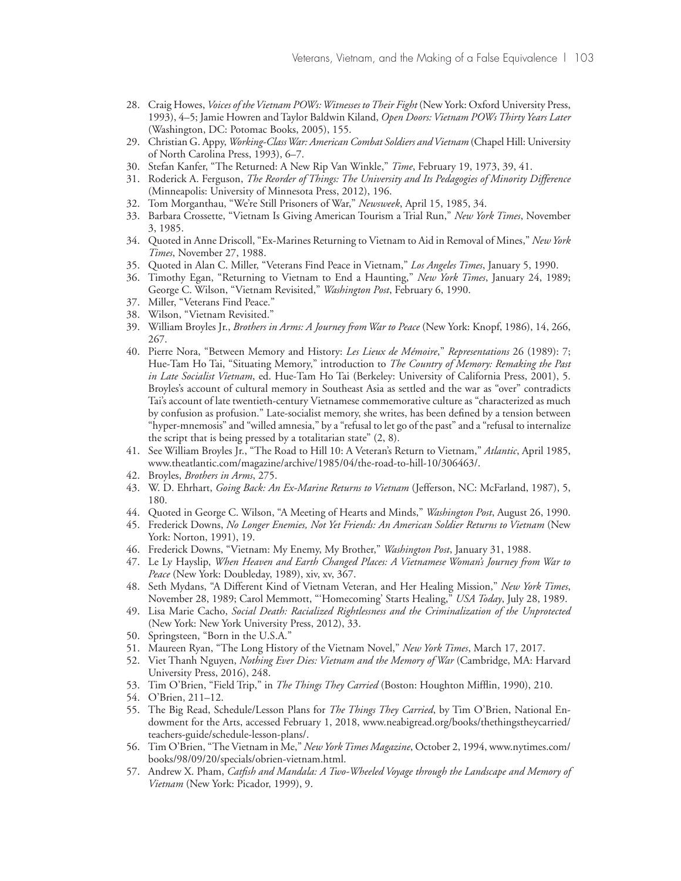28. Craig Howes, *Voices of the Vietnam POWs: Witnesses to Their Fight* (New York: Oxford University Press, 1993), 4–5; Jamie Howren and Taylor Baldwin Kiland, *Open Doors: Vietnam POWs Thirty Years Later* (Washington, DC: Potomac Books, 2005), 155.
29. Christian G. Appy, *Working-Class War: American Combat Soldiers and Vietnam* (Chapel Hill: University of North Carolina Press, 1993), 6–7.
30. Stefan Kanfer, "The Returned: A New Rip Van Winkle," *Time*, February 19, 1973, 39, 41.
31. Roderick A. Ferguson, *The Reorder of Things: The University and Its Pedagogies of Minority Difference* (Minneapolis: University of Minnesota Press, 2012), 196.
32. Tom Morganthau, "We're Still Prisoners of War," *Newsweek*, April 15, 1985, 34.
33. Barbara Crossette, "Vietnam Is Giving American Tourism a Trial Run," *New York Times*, November 3, 1985.
34. Quoted in Anne Driscoll, "Ex-Marines Returning to Vietnam to Aid in Removal of Mines," *New York Times*, November 27, 1988.
35. Quoted in Alan C. Miller, "Veterans Find Peace in Vietnam," *Los Angeles Times*, January 5, 1990.
36. Timothy Egan, "Returning to Vietnam to End a Haunting," *New York Times*, January 24, 1989; George C. Wilson, "Vietnam Revisited," *Washington Post*, February 6, 1990.
37. Miller, "Veterans Find Peace."
38. Wilson, "Vietnam Revisited."
39. William Broyles Jr., *Brothers in Arms: A Journey from War to Peace* (New York: Knopf, 1986), 14, 266, 267.
40. Pierre Nora, "Between Memory and History: *Les Lieux de Mémoire*," *Representations* 26 (1989): 7; Hue-Tam Ho Tai, "Situating Memory," introduction to *The Country of Memory: Remaking the Past in Late Socialist Vietnam*, ed. Hue-Tam Ho Tai (Berkeley: University of California Press, 2001), 5. Broyles's account of cultural memory in Southeast Asia as settled and the war as "over" contradicts Tai's account of late twentieth-century Vietnamese commemorative culture as "characterized as much by confusion as profusion." Late-socialist memory, she writes, has been defined by a tension between "hyper-mnemosis" and "willed amnesia," by a "refusal to let go of the past" and a "refusal to internalize the script that is being pressed by a totalitarian state" (2, 8).
41. See William Broyles Jr., "The Road to Hill 10: A Veteran's Return to Vietnam," *Atlantic*, April 1985, www.theatlantic.com/magazine/archive/1985/04/the-road-to-hill-10/306463/.
42. Broyles, *Brothers in Arms*, 275.
43. W. D. Ehrhart, *Going Back: An Ex-Marine Returns to Vietnam* (Jefferson, NC: McFarland, 1987), 5, 180.
44. Quoted in George C. Wilson, "A Meeting of Hearts and Minds," *Washington Post*, August 26, 1990.
45. Frederick Downs, *No Longer Enemies, Not Yet Friends: An American Soldier Returns to Vietnam* (New York: Norton, 1991), 19.
46. Frederick Downs, "Vietnam: My Enemy, My Brother," *Washington Post*, January 31, 1988.
47. Le Ly Hayslip, *When Heaven and Earth Changed Places: A Vietnamese Woman's Journey from War to Peace* (New York: Doubleday, 1989), xiv, xv, 367.
48. Seth Mydans, "A Different Kind of Vietnam Veteran, and Her Healing Mission," *New York Times*, November 28, 1989; Carol Memmott, "'Homecoming' Starts Healing," *USA Today*, July 28, 1989.
49. Lisa Marie Cacho, *Social Death: Racialized Rightlessness and the Criminalization of the Unprotected* (New York: New York University Press, 2012), 33.
50. Springsteen, "Born in the U.S.A."
51. Maureen Ryan, "The Long History of the Vietnam Novel," *New York Times*, March 17, 2017.
52. Viet Thanh Nguyen, *Nothing Ever Dies: Vietnam and the Memory of War* (Cambridge, MA: Harvard University Press, 2016), 248.
53. Tim O'Brien, "Field Trip," in *The Things They Carried* (Boston: Houghton Mifflin, 1990), 210.
54. O'Brien, 211–12.
55. The Big Read, Schedule/Lesson Plans for *The Things They Carried*, by Tim O'Brien, National Endowment for the Arts, accessed February 1, 2018, www.neabigread.org/books/thethingstheycarried/teachers-guide/schedule-lesson-plans/.
56. Tim O'Brien, "The Vietnam in Me," *New York Times Magazine*, October 2, 1994, www.nytimes.com/books/98/09/20/specials/obrien-vietnam.html.
57. Andrew X. Pham, *Catfish and Mandala: A Two-Wheeled Voyage through the Landscape and Memory of Vietnam* (New York: Picador, 1999), 9.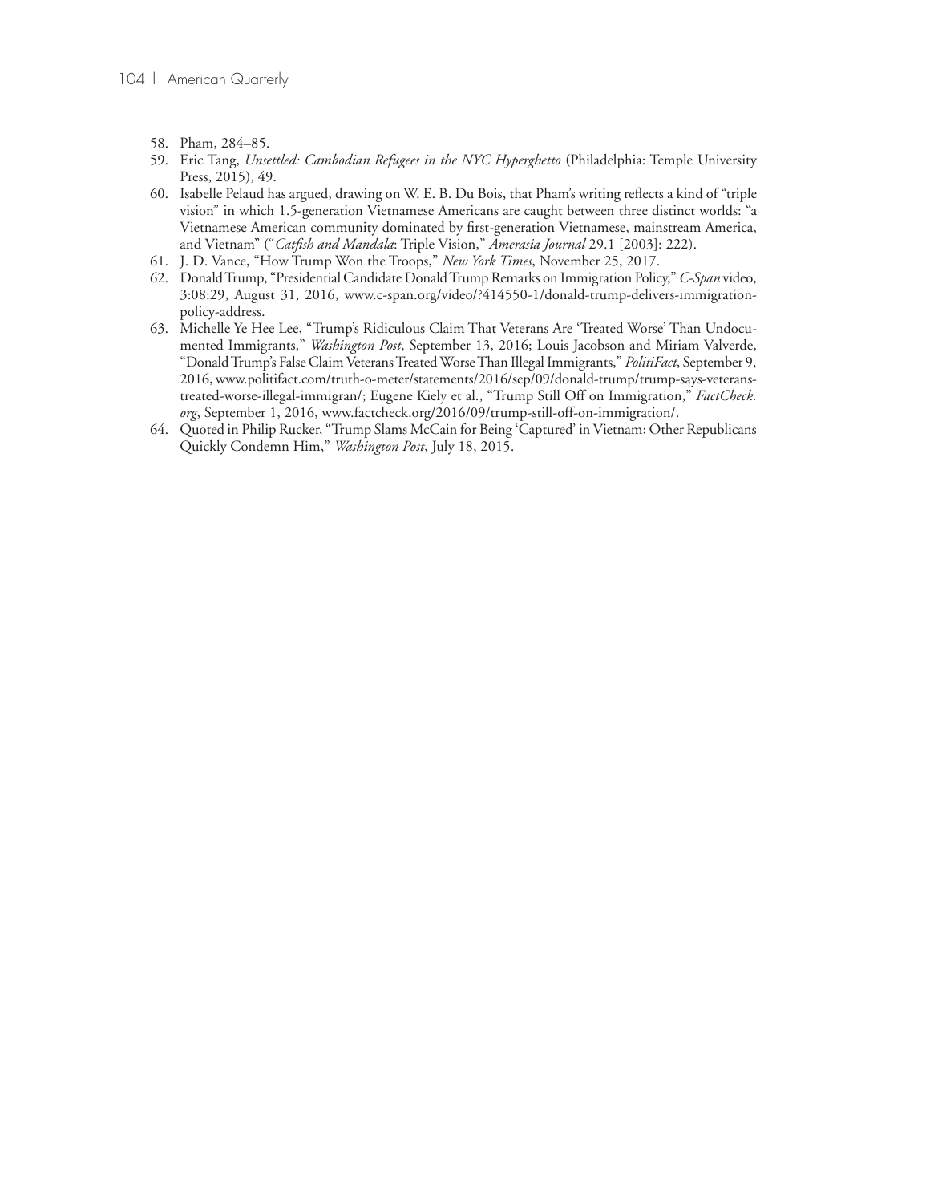58. Pham, 284–85.
59. Eric Tang, *Unsettled: Cambodian Refugees in the NYC Hyperghetto* (Philadelphia: Temple University Press, 2015), 49.
60. Isabelle Pelaud has argued, drawing on W. E. B. Du Bois, that Pham's writing reflects a kind of "triple vision" in which 1.5-generation Vietnamese Americans are caught between three distinct worlds: "a Vietnamese American community dominated by first-generation Vietnamese, mainstream America, and Vietnam" ("*Catfish and Mandala*: Triple Vision," *Amerasia Journal* 29.1 [2003]: 222).
61. J. D. Vance, "How Trump Won the Troops," *New York Times*, November 25, 2017.
62. Donald Trump, "Presidential Candidate Donald Trump Remarks on Immigration Policy," *C-Span* video, 3:08:29, August 31, 2016, www.c-span.org/video/?414550-1/donald-trump-delivers-immigration-policy-address.
63. Michelle Ye Hee Lee, "Trump's Ridiculous Claim That Veterans Are 'Treated Worse' Than Undocumented Immigrants," *Washington Post*, September 13, 2016; Louis Jacobson and Miriam Valverde, "Donald Trump's False Claim Veterans Treated Worse Than Illegal Immigrants," *PolitiFact*, September 9, 2016, www.politifact.com/truth-o-meter/statements/2016/sep/09/donald-trump/trump-says-veterans-treated-worse-illegal-immigran/; Eugene Kiely et al., "Trump Still Off on Immigration," *FactCheck.org*, September 1, 2016, www.factcheck.org/2016/09/trump-still-off-on-immigration/.
64. Quoted in Philip Rucker, "Trump Slams McCain for Being 'Captured' in Vietnam; Other Republicans Quickly Condemn Him," *Washington Post*, July 18, 2015.